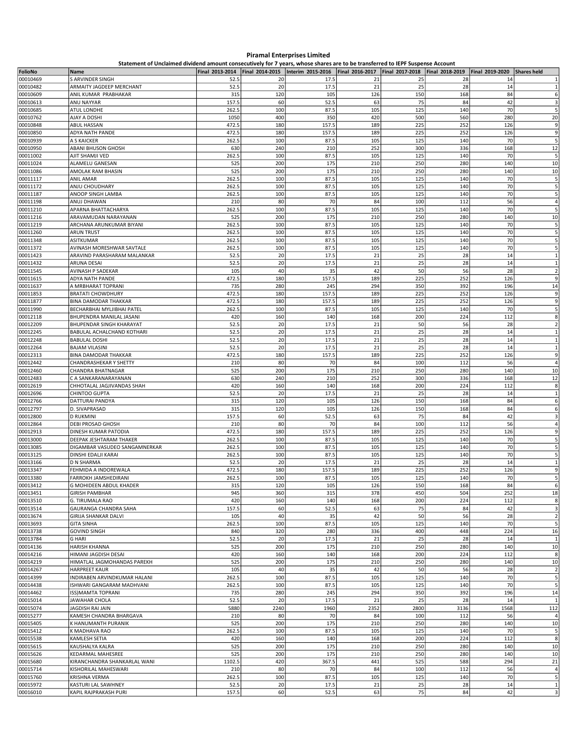# Piramal Enterprises Limited

## Statement of Unclaimed dividend amount consecutively for 7 years, whose shares are to be transferred to IEPF Suspense Account

| FolioNo | Name | Final 2013-2014 | Final 2014-2015 | Interim 2015-2016 | Final 2016-2017 | Final 2017-2018 | Final 2018-2019 | Final 2019-2020 | Shares held |
|---|---|---|---|---|---|---|---|---|---|
| 00010469 | S ARVINDER SINGH | 52.5 | 20 | 17.5 | 21 | 25 | 28 | 14 | 1 |
| 00010482 | ARMAITY JAGDEEP MERCHANT | 52.5 | 20 | 17.5 | 21 | 25 | 28 | 14 | 1 |
| 00010609 | ANIL KUMAR PRABHAKAR | 315 | 120 | 105 | 126 | 150 | 168 | 84 | 6 |
| 00010613 | ANU NAYYAR | 157.5 | 60 | 52.5 | 63 | 75 | 84 | 42 | 3 |
| 00010685 | ATUL LONDHE | 262.5 | 100 | 87.5 | 105 | 125 | 140 | 70 | 5 |
| 00010762 | AJAY A DOSHI | 1050 | 400 | 350 | 420 | 500 | 560 | 280 | 20 |
| 00010848 | ABUL HASSAN | 472.5 | 180 | 157.5 | 189 | 225 | 252 | 126 | 9 |
| 00010850 | ADYA NATH PANDE | 472.5 | 180 | 157.5 | 189 | 225 | 252 | 126 | 9 |
| 00010939 | A S KAICKER | 262.5 | 100 | 87.5 | 105 | 125 | 140 | 70 | 5 |
| 00010950 | ABANI BHUSON GHOSH | 630 | 240 | 210 | 252 | 300 | 336 | 168 | 12 |
| 00011002 | AJIT SHAMJI VED | 262.5 | 100 | 87.5 | 105 | 125 | 140 | 70 | 5 |
| 00011024 | ALAMELU GANESAN | 525 | 200 | 175 | 210 | 250 | 280 | 140 | 10 |
| 00011086 | AMOLAK RAM BHASIN | 525 | 200 | 175 | 210 | 250 | 280 | 140 | 10 |
| 00011117 | ANIL AMAR | 262.5 | 100 | 87.5 | 105 | 125 | 140 | 70 | 5 |
| 00011172 | ANJU CHOUDHARY | 262.5 | 100 | 87.5 | 105 | 125 | 140 | 70 | 5 |
| 00011187 | ANOOP SINGH LAMBA | 262.5 | 100 | 87.5 | 105 | 125 | 140 | 70 | 5 |
| 00011198 | ANUJ DHAWAN | 210 | 80 | 70 | 84 | 100 | 112 | 56 | 4 |
| 00011210 | APARNA BHATTACHARYA | 262.5 | 100 | 87.5 | 105 | 125 | 140 | 70 | 5 |
| 00011216 | ARAVAMUDAN NARAYANAN | 525 | 200 | 175 | 210 | 250 | 280 | 140 | 10 |
| 00011219 | ARCHANA ARUNKUMAR BIYANI | 262.5 | 100 | 87.5 | 105 | 125 | 140 | 70 | 5 |
| 00011260 | ARUN TRUST | 262.5 | 100 | 87.5 | 105 | 125 | 140 | 70 | 5 |
| 00011348 | ASITKUMAR | 262.5 | 100 | 87.5 | 105 | 125 | 140 | 70 | 5 |
| 00011372 | AVINASH MORESHWAR SAVTALE | 262.5 | 100 | 87.5 | 105 | 125 | 140 | 70 | 5 |
| 00011423 | ARAVIND PARASHARAM MALANKAR | 52.5 | 20 | 17.5 | 21 | 25 | 28 | 14 | 1 |
| 00011432 | ARUNA DESAI | 52.5 | 20 | 17.5 | 21 | 25 | 28 | 14 | 1 |
| 00011545 | AVINASH P SADEKAR | 105 | 40 | 35 | 42 | 50 | 56 | 28 | 2 |
| 00011615 | ADYA NATH PANDE | 472.5 | 180 | 157.5 | 189 | 225 | 252 | 126 | 9 |
| 00011637 | A MRBHARAT TOPRANI | 735 | 280 | 245 | 294 | 350 | 392 | 196 | 14 |
| 00011853 | BRATATI CHOWDHURY | 472.5 | 180 | 157.5 | 189 | 225 | 252 | 126 | 9 |
| 00011877 | BINA DAMODAR THAKKAR | 472.5 | 180 | 157.5 | 189 | 225 | 252 | 126 | 9 |
| 00011990 | BECHARBHAI MYLJIBHAI PATEL | 262.5 | 100 | 87.5 | 105 | 125 | 140 | 70 | 5 |
| 00012118 | BHUPENDRA MANILAL JASANI | 420 | 160 | 140 | 168 | 200 | 224 | 112 | 8 |
| 00012209 | BHUPENDAR SINGH KHARAYAT | 52.5 | 20 | 17.5 | 21 | 50 | 56 | 28 | 2 |
| 00012245 | BABULAL ACHALCHAND KOTHARI | 52.5 | 20 | 17.5 | 21 | 25 | 28 | 14 | 1 |
| 00012248 | BABULAL DOSHI | 52.5 | 20 | 17.5 | 21 | 25 | 28 | 14 | 1 |
| 00012264 | BAJAM VILASINI | 52.5 | 20 | 17.5 | 21 | 25 | 28 | 14 | 1 |
| 00012313 | BINA DAMODAR THAKKAR | 472.5 | 180 | 157.5 | 189 | 225 | 252 | 126 | 9 |
| 00012442 | CHANDRASHEKAR Y SHETTY | 210 | 80 | 70 | 84 | 100 | 112 | 56 | 4 |
| 00012460 | CHANDRA BHATNAGAR | 525 | 200 | 175 | 210 | 250 | 280 | 140 | 10 |
| 00012483 | C A SANKARANARAYANAN | 630 | 240 | 210 | 252 | 300 | 336 | 168 | 12 |
| 00012619 | CHHOTALAL JAGJIVANDAS SHAH | 420 | 160 | 140 | 168 | 200 | 224 | 112 | 8 |
| 00012696 | CHINTOO GUPTA | 52.5 | 20 | 17.5 | 21 | 25 | 28 | 14 | 1 |
| 00012766 | DATTURAI PANDYA | 315 | 120 | 105 | 126 | 150 | 168 | 84 | 6 |
| 00012797 | D. SIVAPRASAD | 315 | 120 | 105 | 126 | 150 | 168 | 84 | 6 |
| 00012800 | D RUKMINI | 157.5 | 60 | 52.5 | 63 | 75 | 84 | 42 | 3 |
| 00012864 | DEBI PROSAD GHOSH | 210 | 80 | 70 | 84 | 100 | 112 | 56 | 4 |
| 00012913 | DINESH KUMAR PATODIA | 472.5 | 180 | 157.5 | 189 | 225 | 252 | 126 | 9 |
| 00013000 | DEEPAK JESHTARAM THAKER | 262.5 | 100 | 87.5 | 105 | 125 | 140 | 70 | 5 |
| 00013085 | DIGAMBAR VASUDEO SANGAMNERKAR | 262.5 | 100 | 87.5 | 105 | 125 | 140 | 70 | 5 |
| 00013125 | DINSHI EDALJI KARAI | 262.5 | 100 | 87.5 | 105 | 125 | 140 | 70 | 5 |
| 00013166 | D N SHARMA | 52.5 | 20 | 17.5 | 21 | 25 | 28 | 14 | 1 |
| 00013347 | FEHMIDA A INDOREWALA | 472.5 | 180 | 157.5 | 189 | 225 | 252 | 126 | 9 |
| 00013380 | FARROKH JAMSHEDIRANI | 262.5 | 100 | 87.5 | 105 | 125 | 140 | 70 | 5 |
| 00013412 | G MOHIDEEN ABDUL KHADER | 315 | 120 | 105 | 126 | 150 | 168 | 84 | 6 |
| 00013451 | GIRISH PAMBHAR | 945 | 360 | 315 | 378 | 450 | 504 | 252 | 18 |
| 00013510 | G. TIRUMALA RAO | 420 | 160 | 140 | 168 | 200 | 224 | 112 | 8 |
| 00013514 | GAURANGA CHANDRA SAHA | 157.5 | 60 | 52.5 | 63 | 75 | 84 | 42 | 3 |
| 00013674 | GIRIJA SHANKAR DALVI | 105 | 40 | 35 | 42 | 50 | 56 | 28 | 2 |
| 00013693 | GITA SINHA | 262.5 | 100 | 87.5 | 105 | 125 | 140 | 70 | 5 |
| 00013738 | GOVIND SINGH | 840 | 320 | 280 | 336 | 400 | 448 | 224 | 16 |
| 00013784 | G HARI | 52.5 | 20 | 17.5 | 21 | 25 | 28 | 14 | 1 |
| 00014136 | HARISH KHANNA | 525 | 200 | 175 | 210 | 250 | 280 | 140 | 10 |
| 00014216 | HIMANI JAGDISH DESAI | 420 | 160 | 140 | 168 | 200 | 224 | 112 | 8 |
| 00014219 | HIMATLAL JAGMOHANDAS PAREKH | 525 | 200 | 175 | 210 | 250 | 280 | 140 | 10 |
| 00014267 | HARPREET KAUR | 105 | 40 | 35 | 42 | 50 | 56 | 28 | 2 |
| 00014399 | INDIRABEN ARVINDKUMAR HALANI | 262.5 | 100 | 87.5 | 105 | 125 | 140 | 70 | 5 |
| 00014438 | ISHWARI GANGARAM MADHVANI | 262.5 | 100 | 87.5 | 105 | 125 | 140 | 70 | 5 |
| 00014462 | ISS)MAMTA TOPRANI | 735 | 280 | 245 | 294 | 350 | 392 | 196 | 14 |
| 00015014 | JAWAHAR CHOLA | 52.5 | 20 | 17.5 | 21 | 25 | 28 | 14 | 1 |
| 00015074 | JAGDISH RAI JAIN | 5880 | 2240 | 1960 | 2352 | 2800 | 3136 | 1568 | 112 |
| 00015277 | KAMESH CHANDRA BHARGAVA | 210 | 80 | 70 | 84 | 100 | 112 | 56 | 4 |
| 00015405 | K HANUMANTH PURANIK | 525 | 200 | 175 | 210 | 250 | 280 | 140 | 10 |
| 00015412 | K MADHAVA RAO | 262.5 | 100 | 87.5 | 105 | 125 | 140 | 70 | 5 |
| 00015538 | KAMLESH SETIA | 420 | 160 | 140 | 168 | 200 | 224 | 112 | 8 |
| 00015615 | KAUSHALYA KALRA | 525 | 200 | 175 | 210 | 250 | 280 | 140 | 10 |
| 00015626 | KEDARMAL MAHESREE | 525 | 200 | 175 | 210 | 250 | 280 | 140 | 10 |
| 00015680 | KIRANCHANDRA SHANKARLAL WANI | 1102.5 | 420 | 367.5 | 441 | 525 | 588 | 294 | 21 |
| 00015714 | KISHORILAL MAHESWARI | 210 | 80 | 70 | 84 | 100 | 112 | 56 | 4 |
| 00015760 | KRISHNA VERMA | 262.5 | 100 | 87.5 | 105 | 125 | 140 | 70 | 5 |
| 00015972 | KASTURI LAL SAWHNEY | 52.5 | 20 | 17.5 | 21 | 25 | 28 | 14 | 1 |
| 00016010 | KAPIL RAJPRAKASH PURI | 157.5 | 60 | 52.5 | 63 | 75 | 84 | 42 | 3 |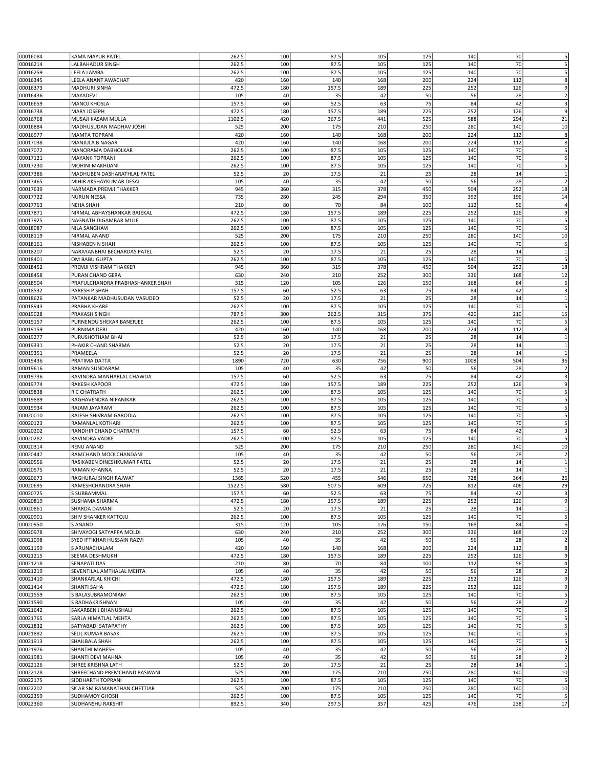| | | | | | | | | |
|---|---|---|---|---|---|---|---|---|
| 00016084 | KAMA MAYUR PATEL | 262.5 | 100 | 87.5 | 105 | 125 | 140 | 70 | 5 |
| 00016214 | LALBAHADUR SINGH | 262.5 | 100 | 87.5 | 105 | 125 | 140 | 70 | 5 |
| 00016259 | LEELA LAMBA | 262.5 | 100 | 87.5 | 105 | 125 | 140 | 70 | 5 |
| 00016345 | LEELA ANANT AWACHAT | 420 | 160 | 140 | 168 | 200 | 224 | 112 | 8 |
| 00016373 | MADHURI SINHA | 472.5 | 180 | 157.5 | 189 | 225 | 252 | 126 | 9 |
| 00016436 | MAYADEVI | 105 | 40 | 35 | 42 | 50 | 56 | 28 | 2 |
| 00016659 | MANOJ KHOSLA | 157.5 | 60 | 52.5 | 63 | 75 | 84 | 42 | 3 |
| 00016738 | MARY JOSEPH | 472.5 | 180 | 157.5 | 189 | 225 | 252 | 126 | 9 |
| 00016768 | MUSAJI KASAM MULLA | 1102.5 | 420 | 367.5 | 441 | 525 | 588 | 294 | 21 |
| 00016884 | MADHUSUDAN MADHAV JOSHI | 525 | 200 | 175 | 210 | 250 | 280 | 140 | 10 |
| 00016977 | MAMTA TOPRANI | 420 | 160 | 140 | 168 | 200 | 224 | 112 | 8 |
| 00017038 | MANJULA B NAGAR | 420 | 160 | 140 | 168 | 200 | 224 | 112 | 8 |
| 00017072 | MANORAMA DABHOLKAR | 262.5 | 100 | 87.5 | 105 | 125 | 140 | 70 | 5 |
| 00017121 | MAYANK TOPRANI | 262.5 | 100 | 87.5 | 105 | 125 | 140 | 70 | 5 |
| 00017230 | MOHINI MAKHIJANI | 262.5 | 100 | 87.5 | 105 | 125 | 140 | 70 | 5 |
| 00017386 | MADHUBEN DASHARATHLAL PATEL | 52.5 | 20 | 17.5 | 21 | 25 | 28 | 14 | 1 |
| 00017465 | MIHIR AKSHAYKUMAR DESAI | 105 | 40 | 35 | 42 | 50 | 56 | 28 | 2 |
| 00017639 | NARMADA PREMJI THAKKER | 945 | 360 | 315 | 378 | 450 | 504 | 252 | 18 |
| 00017722 | NURUN NESSA | 735 | 280 | 245 | 294 | 350 | 392 | 196 | 14 |
| 00017763 | NEHA SHAH | 210 | 80 | 70 | 84 | 100 | 112 | 56 | 4 |
| 00017871 | NIRMAL ABHAYSHANKAR BAJEKAL | 472.5 | 180 | 157.5 | 189 | 225 | 252 | 126 | 9 |
| 00017925 | NAGNATH DIGAMBAR MULE | 262.5 | 100 | 87.5 | 105 | 125 | 140 | 70 | 5 |
| 00018087 | NILA SANGHAVI | 262.5 | 100 | 87.5 | 105 | 125 | 140 | 70 | 5 |
| 00018119 | NIRMAL ANAND | 525 | 200 | 175 | 210 | 250 | 280 | 140 | 10 |
| 00018161 | NISHABEN N SHAH | 262.5 | 100 | 87.5 | 105 | 125 | 140 | 70 | 5 |
| 00018207 | NARAYANBHAI BECHARDAS PATEL | 52.5 | 20 | 17.5 | 21 | 25 | 28 | 14 | 1 |
| 00018401 | OM BABU GUPTA | 262.5 | 100 | 87.5 | 105 | 125 | 140 | 70 | 5 |
| 00018452 | PREMJI VISHRAM THAKKER | 945 | 360 | 315 | 378 | 450 | 504 | 252 | 18 |
| 00018458 | PURAN CHAND GERA | 630 | 240 | 210 | 252 | 300 | 336 | 168 | 12 |
| 00018504 | PRAFULCHANDRA PRABHASHANKER SHAH | 315 | 120 | 105 | 126 | 150 | 168 | 84 | 6 |
| 00018532 | PARESH P SHAH | 157.5 | 60 | 52.5 | 63 | 75 | 84 | 42 | 3 |
| 00018626 | PATANKAR MADHUSUDAN VASUDEO | 52.5 | 20 | 17.5 | 21 | 25 | 28 | 14 | 1 |
| 00018943 | PRABHA KHARE | 262.5 | 100 | 87.5 | 105 | 125 | 140 | 70 | 5 |
| 00019028 | PRAKASH SINGH | 787.5 | 300 | 262.5 | 315 | 375 | 420 | 210 | 15 |
| 00019157 | PURNENDU SHEKAR BANERJEE | 262.5 | 100 | 87.5 | 105 | 125 | 140 | 70 | 5 |
| 00019159 | PURNIMA DEBI | 420 | 160 | 140 | 168 | 200 | 224 | 112 | 8 |
| 00019277 | PURUSHOTHAM BHAI | 52.5 | 20 | 17.5 | 21 | 25 | 28 | 14 | 1 |
| 00019331 | PHAKIR CHAND SHARMA | 52.5 | 20 | 17.5 | 21 | 25 | 28 | 14 | 1 |
| 00019351 | PRAMEELA | 52.5 | 20 | 17.5 | 21 | 25 | 28 | 14 | 1 |
| 00019436 | PRATIMA DATTA | 1890 | 720 | 630 | 756 | 900 | 1008 | 504 | 36 |
| 00019616 | RAMAN SUNDARAM | 105 | 40 | 35 | 42 | 50 | 56 | 28 | 2 |
| 00019736 | RAVINDRA MANHARLAL CHAWDA | 157.5 | 60 | 52.5 | 63 | 75 | 84 | 42 | 3 |
| 00019774 | RAKESH KAPOOR | 472.5 | 180 | 157.5 | 189 | 225 | 252 | 126 | 9 |
| 00019838 | R C CHATRATH | 262.5 | 100 | 87.5 | 105 | 125 | 140 | 70 | 5 |
| 00019889 | RAGHAVENDRA NIPANIKAR | 262.5 | 100 | 87.5 | 105 | 125 | 140 | 70 | 5 |
| 00019934 | RAJAM JAYARAM | 262.5 | 100 | 87.5 | 105 | 125 | 140 | 70 | 5 |
| 00020010 | RAJESH SHIVRAM GARODIA | 262.5 | 100 | 87.5 | 105 | 125 | 140 | 70 | 5 |
| 00020123 | RAMANLAL KOTHARI | 262.5 | 100 | 87.5 | 105 | 125 | 140 | 70 | 5 |
| 00020202 | RANDHIR CHAND CHATRATH | 157.5 | 60 | 52.5 | 63 | 75 | 84 | 42 | 3 |
| 00020282 | RAVINDRA VADKE | 262.5 | 100 | 87.5 | 105 | 125 | 140 | 70 | 5 |
| 00020314 | RENU ANAND | 525 | 200 | 175 | 210 | 250 | 280 | 140 | 10 |
| 00020447 | RAMCHAND MOOLCHANDANI | 105 | 40 | 35 | 42 | 50 | 56 | 28 | 2 |
| 00020556 | RASIKABEN DINESHKUMAR PATEL | 52.5 | 20 | 17.5 | 21 | 25 | 28 | 14 | 1 |
| 00020575 | RAMAN KHANNA | 52.5 | 20 | 17.5 | 21 | 25 | 28 | 14 | 1 |
| 00020673 | RAGHURAJ SINGH RAJWAT | 1365 | 520 | 455 | 546 | 650 | 728 | 364 | 26 |
| 00020695 | RAMESHCHANDRA SHAH | 1522.5 | 580 | 507.5 | 609 | 725 | 812 | 406 | 29 |
| 00020725 | S SUBBAMMAL | 157.5 | 60 | 52.5 | 63 | 75 | 84 | 42 | 3 |
| 00020819 | SUSHAMA SHARMA | 472.5 | 180 | 157.5 | 189 | 225 | 252 | 126 | 9 |
| 00020861 | SHARDA DAMANI | 52.5 | 20 | 17.5 | 21 | 25 | 28 | 14 | 1 |
| 00020901 | SHIV SHANKER KATTOJU | 262.5 | 100 | 87.5 | 105 | 125 | 140 | 70 | 5 |
| 00020950 | S ANAND | 315 | 120 | 105 | 126 | 150 | 168 | 84 | 6 |
| 00020978 | SHIVAYOGI SATYAPPA MOLDI | 630 | 240 | 210 | 252 | 300 | 336 | 168 | 12 |
| 00021098 | SYED IFTIKHAR HUSSAIN RAZVI | 105 | 40 | 35 | 42 | 50 | 56 | 28 | 2 |
| 00021159 | S ARUNACHALAM | 420 | 160 | 140 | 168 | 200 | 224 | 112 | 8 |
| 00021215 | SEEMA DESHMUKH | 472.5 | 180 | 157.5 | 189 | 225 | 252 | 126 | 9 |
| 00021218 | SENAPATI DAS | 210 | 80 | 70 | 84 | 100 | 112 | 56 | 4 |
| 00021219 | SEVENTILAL AMTHALAL MEHTA | 105 | 40 | 35 | 42 | 50 | 56 | 28 | 2 |
| 00021410 | SHANKARLAL KHICHI | 472.5 | 180 | 157.5 | 189 | 225 | 252 | 126 | 9 |
| 00021414 | SHANTI SAHA | 472.5 | 180 | 157.5 | 189 | 225 | 252 | 126 | 9 |
| 00021559 | S BALASUBRAMONIAM | 262.5 | 100 | 87.5 | 105 | 125 | 140 | 70 | 5 |
| 00021590 | S RADHAKRISHNAN | 105 | 40 | 35 | 42 | 50 | 56 | 28 | 2 |
| 00021642 | SAKARBEN J BHANUSHALI | 262.5 | 100 | 87.5 | 105 | 125 | 140 | 70 | 5 |
| 00021765 | SARLA HIMATLAL MEHTA | 262.5 | 100 | 87.5 | 105 | 125 | 140 | 70 | 5 |
| 00021832 | SATYABADI SATAPATHY | 262.5 | 100 | 87.5 | 105 | 125 | 140 | 70 | 5 |
| 00021882 | SELIL KUMAR BASAK | 262.5 | 100 | 87.5 | 105 | 125 | 140 | 70 | 5 |
| 00021913 | SHAILBALA SHAH | 262.5 | 100 | 87.5 | 105 | 125 | 140 | 70 | 5 |
| 00021976 | SHANTHI MAHESH | 105 | 40 | 35 | 42 | 50 | 56 | 28 | 2 |
| 00021981 | SHANTI DEVI MAHNA | 105 | 40 | 35 | 42 | 50 | 56 | 28 | 2 |
| 00022126 | SHREE KRISHNA LATH | 52.5 | 20 | 17.5 | 21 | 25 | 28 | 14 | 1 |
| 00022128 | SHREECHAND PREMCHAND BASWANI | 525 | 200 | 175 | 210 | 250 | 280 | 140 | 10 |
| 00022175 | SIDDHARTH TOPRANI | 262.5 | 100 | 87.5 | 105 | 125 | 140 | 70 | 5 |
| 00022202 | SK AR SM RAMANATHAN CHETTIAR | 525 | 200 | 175 | 210 | 250 | 280 | 140 | 10 |
| 00022359 | SUDHAMOY GHOSH | 262.5 | 100 | 87.5 | 105 | 125 | 140 | 70 | 5 |
| 00022360 | SUDHANSHU RAKSHIT | 892.5 | 340 | 297.5 | 357 | 425 | 476 | 238 | 17 |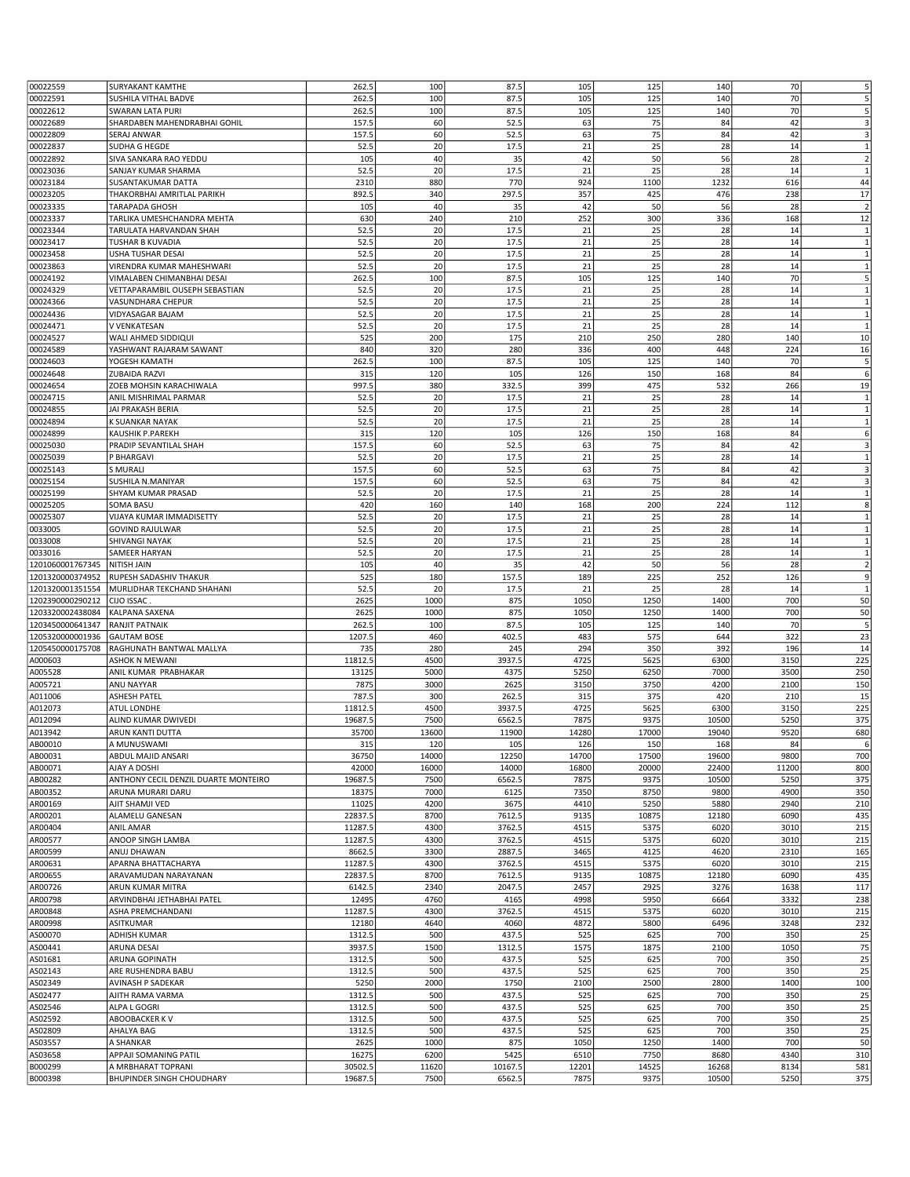| | | | | | | | | | |
|---|---|---|---|---|---|---|---|---|---|
| 00022559 | SURYAKANT KAMTHE | 262.5 | 100 | 87.5 | 105 | 125 | 140 | 70 | 5 |
| 00022591 | SUSHILA VITHAL BADVE | 262.5 | 100 | 87.5 | 105 | 125 | 140 | 70 | 5 |
| 00022612 | SWARAN LATA PURI | 262.5 | 100 | 87.5 | 105 | 125 | 140 | 70 | 5 |
| 00022689 | SHARDABEN MAHENDRABHAI GOHIL | 157.5 | 60 | 52.5 | 63 | 75 | 84 | 42 | 3 |
| 00022809 | SERAJ ANWAR | 157.5 | 60 | 52.5 | 63 | 75 | 84 | 42 | 3 |
| 00022837 | SUDHA G HEGDE | 52.5 | 20 | 17.5 | 21 | 25 | 28 | 14 | 1 |
| 00022892 | SIVA SANKARA RAO YEDDU | 105 | 40 | 35 | 42 | 50 | 56 | 28 | 2 |
| 00023036 | SANJAY KUMAR SHARMA | 52.5 | 20 | 17.5 | 21 | 25 | 28 | 14 | 1 |
| 00023184 | SUSANTAKUMAR DATTA | 2310 | 880 | 770 | 924 | 1100 | 1232 | 616 | 44 |
| 00023205 | THAKORBHAI AMRITLAL PARIKH | 892.5 | 340 | 297.5 | 357 | 425 | 476 | 238 | 17 |
| 00023335 | TARAPADA GHOSH | 105 | 40 | 35 | 42 | 50 | 56 | 28 | 2 |
| 00023337 | TARLIKA UMESHCHANDRA MEHTA | 630 | 240 | 210 | 252 | 300 | 336 | 168 | 12 |
| 00023344 | TARULATA HARVANDAN SHAH | 52.5 | 20 | 17.5 | 21 | 25 | 28 | 14 | 1 |
| 00023417 | TUSHAR B KUVADIA | 52.5 | 20 | 17.5 | 21 | 25 | 28 | 14 | 1 |
| 00023458 | USHA TUSHAR DESAI | 52.5 | 20 | 17.5 | 21 | 25 | 28 | 14 | 1 |
| 00023863 | VIRENDRA KUMAR MAHESHWARI | 52.5 | 20 | 17.5 | 21 | 25 | 28 | 14 | 1 |
| 00024192 | VIMALABEN CHIMANBHAI DESAI | 262.5 | 100 | 87.5 | 105 | 125 | 140 | 70 | 5 |
| 00024329 | VETTAPARAMBIL OUSEPH SEBASTIAN | 52.5 | 20 | 17.5 | 21 | 25 | 28 | 14 | 1 |
| 00024366 | VASUNDHARA CHEPUR | 52.5 | 20 | 17.5 | 21 | 25 | 28 | 14 | 1 |
| 00024436 | VIDYASAGAR BAJAM | 52.5 | 20 | 17.5 | 21 | 25 | 28 | 14 | 1 |
| 00024471 | V VENKATESAN | 52.5 | 20 | 17.5 | 21 | 25 | 28 | 14 | 1 |
| 00024527 | WALI AHMED SIDDIQUI | 525 | 200 | 175 | 210 | 250 | 280 | 140 | 10 |
| 00024589 | YASHWANT RAJARAM SAWANT | 840 | 320 | 280 | 336 | 400 | 448 | 224 | 16 |
| 00024603 | YOGESH KAMATH | 262.5 | 100 | 87.5 | 105 | 125 | 140 | 70 | 5 |
| 00024648 | ZUBAIDA RAZVI | 315 | 120 | 105 | 126 | 150 | 168 | 84 | 6 |
| 00024654 | ZOEB MOHSIN KARACHIWALA | 997.5 | 380 | 332.5 | 399 | 475 | 532 | 266 | 19 |
| 00024715 | ANIL MISHRIMAL PARMAR | 52.5 | 20 | 17.5 | 21 | 25 | 28 | 14 | 1 |
| 00024855 | JAI PRAKASH BERIA | 52.5 | 20 | 17.5 | 21 | 25 | 28 | 14 | 1 |
| 00024894 | K SUANKAR NAYAK | 52.5 | 20 | 17.5 | 21 | 25 | 28 | 14 | 1 |
| 00024899 | KAUSHIK P.PAREKH | 315 | 120 | 105 | 126 | 150 | 168 | 84 | 6 |
| 00025030 | PRADIP SEVANTILAL SHAH | 157.5 | 60 | 52.5 | 63 | 75 | 84 | 42 | 3 |
| 00025039 | P BHARGAVI | 52.5 | 20 | 17.5 | 21 | 25 | 28 | 14 | 1 |
| 00025143 | S MURALI | 157.5 | 60 | 52.5 | 63 | 75 | 84 | 42 | 3 |
| 00025154 | SUSHILA N.MANIYAR | 157.5 | 60 | 52.5 | 63 | 75 | 84 | 42 | 3 |
| 00025199 | SHYAM KUMAR PRASAD | 52.5 | 20 | 17.5 | 21 | 25 | 28 | 14 | 1 |
| 00025205 | SOMA BASU | 420 | 160 | 140 | 168 | 200 | 224 | 112 | 8 |
| 00025307 | VIJAYA KUMAR IMMADISETTY | 52.5 | 20 | 17.5 | 21 | 25 | 28 | 14 | 1 |
| 0033005 | GOVIND RAJULWAR | 52.5 | 20 | 17.5 | 21 | 25 | 28 | 14 | 1 |
| 0033008 | SHIVANGI NAYAK | 52.5 | 20 | 17.5 | 21 | 25 | 28 | 14 | 1 |
| 0033016 | SAMEER HARYAN | 52.5 | 20 | 17.5 | 21 | 25 | 28 | 14 | 1 |
| 1201060001767345 | NITISH JAIN | 105 | 40 | 35 | 42 | 50 | 56 | 28 | 2 |
| 1201320000374952 | RUPESH SADASHIV THAKUR | 525 | 180 | 157.5 | 189 | 225 | 252 | 126 | 9 |
| 1201320001351554 | MURLIDHAR TEKCHAND SHAHANI | 52.5 | 20 | 17.5 | 21 | 25 | 28 | 14 | 1 |
| 1202390000290212 | CIJO ISSAC . | 2625 | 1000 | 875 | 1050 | 1250 | 1400 | 700 | 50 |
| 1203320002438084 | KALPANA SAXENA | 2625 | 1000 | 875 | 1050 | 1250 | 1400 | 700 | 50 |
| 1203450000641347 | RANJIT PATNAIK | 262.5 | 100 | 87.5 | 105 | 125 | 140 | 70 | 5 |
| 1205320000001936 | GAUTAM BOSE | 1207.5 | 460 | 402.5 | 483 | 575 | 644 | 322 | 23 |
| 1205450000175708 | RAGHUNATH BANTWAL MALLYA | 735 | 280 | 245 | 294 | 350 | 392 | 196 | 14 |
| A000603 | ASHOK N MEWANI | 11812.5 | 4500 | 3937.5 | 4725 | 5625 | 6300 | 3150 | 225 |
| A005528 | ANIL KUMAR  PRABHAKAR | 13125 | 5000 | 4375 | 5250 | 6250 | 7000 | 3500 | 250 |
| A005721 | ANU NAYYAR | 7875 | 3000 | 2625 | 3150 | 3750 | 4200 | 2100 | 150 |
| A011006 | ASHESH PATEL | 787.5 | 300 | 262.5 | 315 | 375 | 420 | 210 | 15 |
| A012073 | ATUL LONDHE | 11812.5 | 4500 | 3937.5 | 4725 | 5625 | 6300 | 3150 | 225 |
| A012094 | ALIND KUMAR DWIVEDI | 19687.5 | 7500 | 6562.5 | 7875 | 9375 | 10500 | 5250 | 375 |
| A013942 | ARUN KANTI DUTTA | 35700 | 13600 | 11900 | 14280 | 17000 | 19040 | 9520 | 680 |
| AB00010 | A MUNUSWAMI | 315 | 120 | 105 | 126 | 150 | 168 | 84 | 6 |
| AB00031 | ABDUL MAJID ANSARI | 36750 | 14000 | 12250 | 14700 | 17500 | 19600 | 9800 | 700 |
| AB00071 | AJAY A DOSHI | 42000 | 16000 | 14000 | 16800 | 20000 | 22400 | 11200 | 800 |
| AB00282 | ANTHONY CECIL DENZIL DUARTE MONTEIRO | 19687.5 | 7500 | 6562.5 | 7875 | 9375 | 10500 | 5250 | 375 |
| AB00352 | ARUNA MURARI DARU | 18375 | 7000 | 6125 | 7350 | 8750 | 9800 | 4900 | 350 |
| AR00169 | AJIT SHAMJI VED | 11025 | 4200 | 3675 | 4410 | 5250 | 5880 | 2940 | 210 |
| AR00201 | ALAMELU GANESAN | 22837.5 | 8700 | 7612.5 | 9135 | 10875 | 12180 | 6090 | 435 |
| AR00404 | ANIL AMAR | 11287.5 | 4300 | 3762.5 | 4515 | 5375 | 6020 | 3010 | 215 |
| AR00577 | ANOOP SINGH LAMBA | 11287.5 | 4300 | 3762.5 | 4515 | 5375 | 6020 | 3010 | 215 |
| AR00599 | ANUJ DHAWAN | 8662.5 | 3300 | 2887.5 | 3465 | 4125 | 4620 | 2310 | 165 |
| AR00631 | APARNA BHATTACHARYA | 11287.5 | 4300 | 3762.5 | 4515 | 5375 | 6020 | 3010 | 215 |
| AR00655 | ARAVAMUDAN NARAYANAN | 22837.5 | 8700 | 7612.5 | 9135 | 10875 | 12180 | 6090 | 435 |
| AR00726 | ARUN KUMAR MITRA | 6142.5 | 2340 | 2047.5 | 2457 | 2925 | 3276 | 1638 | 117 |
| AR00798 | ARVINDBHAI JETHABHAI PATEL | 12495 | 4760 | 4165 | 4998 | 5950 | 6664 | 3332 | 238 |
| AR00848 | ASHA PREMCHANDANI | 11287.5 | 4300 | 3762.5 | 4515 | 5375 | 6020 | 3010 | 215 |
| AR00998 | ASITKUMAR | 12180 | 4640 | 4060 | 4872 | 5800 | 6496 | 3248 | 232 |
| AS00070 | ADHISH KUMAR | 1312.5 | 500 | 437.5 | 525 | 625 | 700 | 350 | 25 |
| AS00441 | ARUNA DESAI | 3937.5 | 1500 | 1312.5 | 1575 | 1875 | 2100 | 1050 | 75 |
| AS01681 | ARUNA GOPINATH | 1312.5 | 500 | 437.5 | 525 | 625 | 700 | 350 | 25 |
| AS02143 | ARE RUSHENDRA BABU | 1312.5 | 500 | 437.5 | 525 | 625 | 700 | 350 | 25 |
| AS02349 | AVINASH P SADEKAR | 5250 | 2000 | 1750 | 2100 | 2500 | 2800 | 1400 | 100 |
| AS02477 | AJITH RAMA VARMA | 1312.5 | 500 | 437.5 | 525 | 625 | 700 | 350 | 25 |
| AS02546 | ALPA L GOGRI | 1312.5 | 500 | 437.5 | 525 | 625 | 700 | 350 | 25 |
| AS02592 | ABOOBACKER K V | 1312.5 | 500 | 437.5 | 525 | 625 | 700 | 350 | 25 |
| AS02809 | AHALYA BAG | 1312.5 | 500 | 437.5 | 525 | 625 | 700 | 350 | 25 |
| AS03557 | A SHANKAR | 2625 | 1000 | 875 | 1050 | 1250 | 1400 | 700 | 50 |
| AS03658 | APPAJI SOMANING PATIL | 16275 | 6200 | 5425 | 6510 | 7750 | 8680 | 4340 | 310 |
| B000299 | A MRBHARAT TOPRANI | 30502.5 | 11620 | 10167.5 | 12201 | 14525 | 16268 | 8134 | 581 |
| B000398 | BHUPINDER SINGH CHOUDHARY | 19687.5 | 7500 | 6562.5 | 7875 | 9375 | 10500 | 5250 | 375 |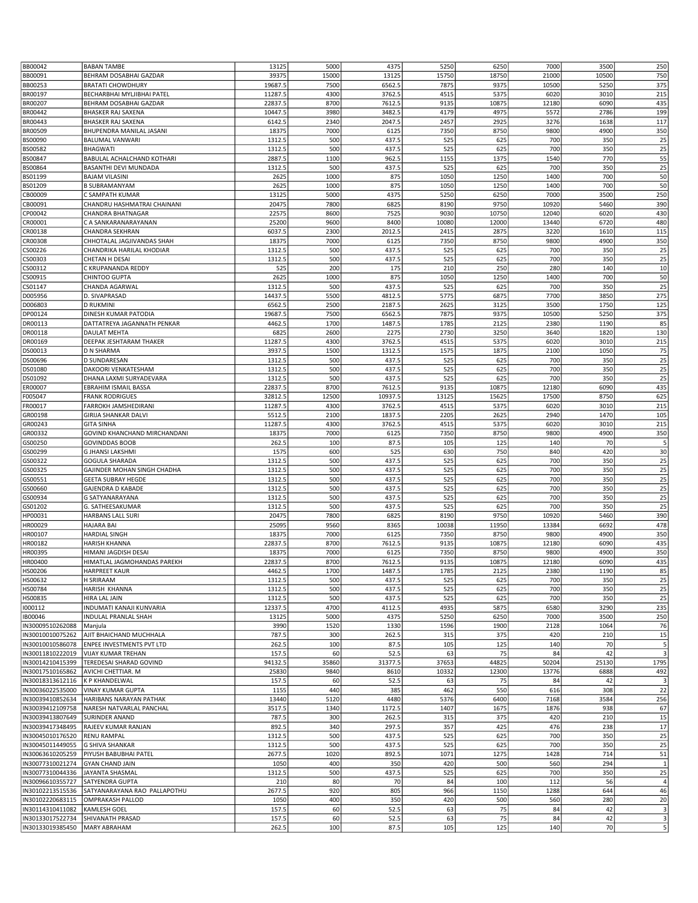| | | | | | | | | | |
|---|---|---|---|---|---|---|---|---|---|
| BB00042 | BABAN TAMBE | 13125 | 5000 | 4375 | 5250 | 6250 | 7000 | 3500 | 250 |
| BB00091 | BEHRAM DOSABHAI GAZDAR | 39375 | 15000 | 13125 | 15750 | 18750 | 21000 | 10500 | 750 |
| BB00253 | BRATATI CHOWDHURY | 19687.5 | 7500 | 6562.5 | 7875 | 9375 | 10500 | 5250 | 375 |
| BR00197 | BECHARBHAI MYLJIBHAI PATEL | 11287.5 | 4300 | 3762.5 | 4515 | 5375 | 6020 | 3010 | 215 |
| BR00207 | BEHRAM DOSABHAI GAZDAR | 22837.5 | 8700 | 7612.5 | 9135 | 10875 | 12180 | 6090 | 435 |
| BR00442 | BHASKER RAJ SAXENA | 10447.5 | 3980 | 3482.5 | 4179 | 4975 | 5572 | 2786 | 199 |
| BR00443 | BHASKER RAJ SAXENA | 6142.5 | 2340 | 2047.5 | 2457 | 2925 | 3276 | 1638 | 117 |
| BR00509 | BHUPENDRA MANILAL JASANI | 18375 | 7000 | 6125 | 7350 | 8750 | 9800 | 4900 | 350 |
| BS00090 | BALUMAL VANWARI | 1312.5 | 500 | 437.5 | 525 | 625 | 700 | 350 | 25 |
| BS00582 | BHAGWATI | 1312.5 | 500 | 437.5 | 525 | 625 | 700 | 350 | 25 |
| BS00847 | BABULAL ACHALCHAND KOTHARI | 2887.5 | 1100 | 962.5 | 1155 | 1375 | 1540 | 770 | 55 |
| BS00864 | BASANTHI DEVI MUNDADA | 1312.5 | 500 | 437.5 | 525 | 625 | 700 | 350 | 25 |
| BS01199 | BAJAM VILASINI | 2625 | 1000 | 875 | 1050 | 1250 | 1400 | 700 | 50 |
| BS01209 | B SUBRAMANYAM | 2625 | 1000 | 875 | 1050 | 1250 | 1400 | 700 | 50 |
| CB00009 | C SAMPATH KUMAR | 13125 | 5000 | 4375 | 5250 | 6250 | 7000 | 3500 | 250 |
| CB00091 | CHANDRU HASHMATRAI CHAINANI | 20475 | 7800 | 6825 | 8190 | 9750 | 10920 | 5460 | 390 |
| CP00042 | CHANDRA BHATNAGAR | 22575 | 8600 | 7525 | 9030 | 10750 | 12040 | 6020 | 430 |
| CR00001 | C A SANKARANARAYANAN | 25200 | 9600 | 8400 | 10080 | 12000 | 13440 | 6720 | 480 |
| CR00138 | CHANDRA SEKHRAN | 6037.5 | 2300 | 2012.5 | 2415 | 2875 | 3220 | 1610 | 115 |
| CR00308 | CHHOTALAL JAGJIVANDAS SHAH | 18375 | 7000 | 6125 | 7350 | 8750 | 9800 | 4900 | 350 |
| CS00226 | CHANDRIKA HARILAL KHODIAR | 1312.5 | 500 | 437.5 | 525 | 625 | 700 | 350 | 25 |
| CS00303 | CHETAN H DESAI | 1312.5 | 500 | 437.5 | 525 | 625 | 700 | 350 | 25 |
| CS00312 | C KRUPANANDA REDDY | 525 | 200 | 175 | 210 | 250 | 280 | 140 | 10 |
| CS00915 | CHINTOO GUPTA | 2625 | 1000 | 875 | 1050 | 1250 | 1400 | 700 | 50 |
| CS01147 | CHANDA AGARWAL | 1312.5 | 500 | 437.5 | 525 | 625 | 700 | 350 | 25 |
| D005956 | D. SIVAPRASAD | 14437.5 | 5500 | 4812.5 | 5775 | 6875 | 7700 | 3850 | 275 |
| D006803 | D RUKMINI | 6562.5 | 2500 | 2187.5 | 2625 | 3125 | 3500 | 1750 | 125 |
| DP00124 | DINESH KUMAR PATODIA | 19687.5 | 7500 | 6562.5 | 7875 | 9375 | 10500 | 5250 | 375 |
| DR00113 | DATTATREYA JAGANNATH PENKAR | 4462.5 | 1700 | 1487.5 | 1785 | 2125 | 2380 | 1190 | 85 |
| DR00118 | DAULAT MEHTA | 6825 | 2600 | 2275 | 2730 | 3250 | 3640 | 1820 | 130 |
| DR00169 | DEEPAK JESHTARAM THAKER | 11287.5 | 4300 | 3762.5 | 4515 | 5375 | 6020 | 3010 | 215 |
| DS00013 | D N SHARMA | 3937.5 | 1500 | 1312.5 | 1575 | 1875 | 2100 | 1050 | 75 |
| DS00696 | D SUNDARESAN | 1312.5 | 500 | 437.5 | 525 | 625 | 700 | 350 | 25 |
| DS01080 | DAKOORI VENKATESHAM | 1312.5 | 500 | 437.5 | 525 | 625 | 700 | 350 | 25 |
| DS01092 | DHANA LAXMI SURYADEVARA | 1312.5 | 500 | 437.5 | 525 | 625 | 700 | 350 | 25 |
| ER00007 | EBRAHIM ISMAIL BASSA | 22837.5 | 8700 | 7612.5 | 9135 | 10875 | 12180 | 6090 | 435 |
| F005047 | FRANK RODRIGUES | 32812.5 | 12500 | 10937.5 | 13125 | 15625 | 17500 | 8750 | 625 |
| FR00017 | FARROKH JAMSHEDIRANI | 11287.5 | 4300 | 3762.5 | 4515 | 5375 | 6020 | 3010 | 215 |
| GR00198 | GIRIJA SHANKAR DALVI | 5512.5 | 2100 | 1837.5 | 2205 | 2625 | 2940 | 1470 | 105 |
| GR00243 | GITA SINHA | 11287.5 | 4300 | 3762.5 | 4515 | 5375 | 6020 | 3010 | 215 |
| GR00332 | GOVIND KHANCHAND MIRCHANDANI | 18375 | 7000 | 6125 | 7350 | 8750 | 9800 | 4900 | 350 |
| GS00250 | GOVINDDAS BOOB | 262.5 | 100 | 87.5 | 105 | 125 | 140 | 70 | 5 |
| GS00299 | G JHANSI LAKSHMI | 1575 | 600 | 525 | 630 | 750 | 840 | 420 | 30 |
| GS00322 | GOGULA SHARADA | 1312.5 | 500 | 437.5 | 525 | 625 | 700 | 350 | 25 |
| GS00325 | GAJINDER MOHAN SINGH CHADHA | 1312.5 | 500 | 437.5 | 525 | 625 | 700 | 350 | 25 |
| GS00551 | GEETA SUBRAY HEGDE | 1312.5 | 500 | 437.5 | 525 | 625 | 700 | 350 | 25 |
| GS00660 | GAJENDRA D KABADE | 1312.5 | 500 | 437.5 | 525 | 625 | 700 | 350 | 25 |
| GS00934 | G SATYANARAYANA | 1312.5 | 500 | 437.5 | 525 | 625 | 700 | 350 | 25 |
| GS01202 | G. SATHEESAKUMAR | 1312.5 | 500 | 437.5 | 525 | 625 | 700 | 350 | 25 |
| HP00031 | HARBANS LALL SURI | 20475 | 7800 | 6825 | 8190 | 9750 | 10920 | 5460 | 390 |
| HR00029 | HAJARA BAI | 25095 | 9560 | 8365 | 10038 | 11950 | 13384 | 6692 | 478 |
| HR00107 | HARDIAL SINGH | 18375 | 7000 | 6125 | 7350 | 8750 | 9800 | 4900 | 350 |
| HR00182 | HARISH KHANNA | 22837.5 | 8700 | 7612.5 | 9135 | 10875 | 12180 | 6090 | 435 |
| HR00395 | HIMANI JAGDISH DESAI | 18375 | 7000 | 6125 | 7350 | 8750 | 9800 | 4900 | 350 |
| HR00400 | HIMATLAL JAGMOHANDAS PAREKH | 22837.5 | 8700 | 7612.5 | 9135 | 10875 | 12180 | 6090 | 435 |
| HS00206 | HARPREET KAUR | 4462.5 | 1700 | 1487.5 | 1785 | 2125 | 2380 | 1190 | 85 |
| HS00632 | H SRIRAAM | 1312.5 | 500 | 437.5 | 525 | 625 | 700 | 350 | 25 |
| HS00784 | HARISH KHANNA | 1312.5 | 500 | 437.5 | 525 | 625 | 700 | 350 | 25 |
| HS00835 | HIRA LAL JAIN | 1312.5 | 500 | 437.5 | 525 | 625 | 700 | 350 | 25 |
| I000112 | INDUMATI KANAJI KUNVARIA | 12337.5 | 4700 | 4112.5 | 4935 | 5875 | 6580 | 3290 | 235 |
| IB00046 | INDULAL PRANLAL SHAH | 13125 | 5000 | 4375 | 5250 | 6250 | 7000 | 3500 | 250 |
| IN30009510262088 | Manjula | 3990 | 1520 | 1330 | 1596 | 1900 | 2128 | 1064 | 76 |
| IN30010010075262 | AJIT BHAICHAND MUCHHALA | 787.5 | 300 | 262.5 | 315 | 375 | 420 | 210 | 15 |
| IN30010010586078 | ENPEE INVESTMENTS PVT LTD | 262.5 | 100 | 87.5 | 105 | 125 | 140 | 70 | 5 |
| IN30011810222019 | VIJAY KUMAR TREHAN | 157.5 | 60 | 52.5 | 63 | 75 | 84 | 42 | 3 |
| IN30014210415399 | TEREDESAI SHARAD GOVIND | 94132.5 | 35860 | 31377.5 | 37653 | 44825 | 50204 | 25130 | 1795 |
| IN30017510165862 | AVICHI CHETTIAR. M | 25830 | 9840 | 8610 | 10332 | 12300 | 13776 | 6888 | 492 |
| IN30018313612116 | K P KHANDELWAL | 157.5 | 60 | 52.5 | 63 | 75 | 84 | 42 | 3 |
| IN30036022535000 | VINAY KUMAR GUPTA | 1155 | 440 | 385 | 462 | 550 | 616 | 308 | 22 |
| IN30039410852634 | HARIBANS NARAYAN PATHAK | 13440 | 5120 | 4480 | 5376 | 6400 | 7168 | 3584 | 256 |
| IN30039412109758 | NARESH NATVARLAL PANCHAL | 3517.5 | 1340 | 1172.5 | 1407 | 1675 | 1876 | 938 | 67 |
| IN30039413807649 | SURINDER ANAND | 787.5 | 300 | 262.5 | 315 | 375 | 420 | 210 | 15 |
| IN30039417348495 | RAJEEV KUMAR RANJAN | 892.5 | 340 | 297.5 | 357 | 425 | 476 | 238 | 17 |
| IN30045010176520 | RENU RAMPAL | 1312.5 | 500 | 437.5 | 525 | 625 | 700 | 350 | 25 |
| IN30045011449055 | G SHIVA SHANKAR | 1312.5 | 500 | 437.5 | 525 | 625 | 700 | 350 | 25 |
| IN30063610205259 | PIYUSH BABUBHAI PATEL | 2677.5 | 1020 | 892.5 | 1071 | 1275 | 1428 | 714 | 51 |
| IN30077310021274 | GYAN CHAND JAIN | 1050 | 400 | 350 | 420 | 500 | 560 | 294 | 1 |
| IN30077310044336 | JAYANTA SHASMAL | 1312.5 | 500 | 437.5 | 525 | 625 | 700 | 350 | 25 |
| IN30096610355727 | SATYENDRA GUPTA | 210 | 80 | 70 | 84 | 100 | 112 | 56 | 4 |
| IN30102213515536 | SATYANARAYANA RAO PALLAPOTHU | 2677.5 | 920 | 805 | 966 | 1150 | 1288 | 644 | 46 |
| IN30102220683115 | OMPRAKASH PALLOD | 1050 | 400 | 350 | 420 | 500 | 560 | 280 | 20 |
| IN30114310411082 | KAMLESH GOEL | 157.5 | 60 | 52.5 | 63 | 75 | 84 | 42 | 3 |
| IN30133017522734 | SHIVANATH PRASAD | 157.5 | 60 | 52.5 | 63 | 75 | 84 | 42 | 3 |
| IN30133019385450 | MARY ABRAHAM | 262.5 | 100 | 87.5 | 105 | 125 | 140 | 70 | 5 |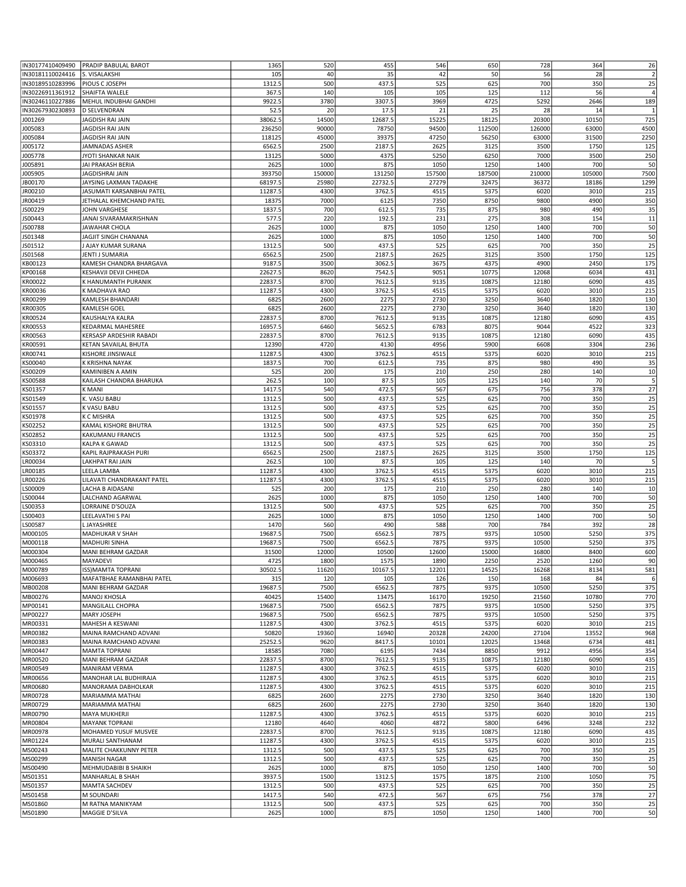| | | | | | | | | |
|---|---|---|---|---|---|---|---|---|
| IN30177410409490 | PRADIP BABULAL BAROT | 1365 | 520 | 455 | 546 | 650 | 728 | 364 | 26 |
| IN30181110024416 | S. VISALAKSHI | 105 | 40 | 35 | 42 | 50 | 56 | 28 | 2 |
| IN30189510283996 | PIOUS C JOSEPH | 1312.5 | 500 | 437.5 | 525 | 625 | 700 | 350 | 25 |
| IN30226911361912 | SHAIFTA WALELE | 367.5 | 140 | 105 | 105 | 125 | 112 | 56 | 4 |
| IN30246110227886 | MEHUL INDUBHAI GANDHI | 9922.5 | 3780 | 3307.5 | 3969 | 4725 | 5292 | 2646 | 189 |
| IN30267930230893 | D SELVENDRAN | 52.5 | 20 | 17.5 | 21 | 25 | 28 | 14 | 1 |
| J001269 | JAGDISH RAI JAIN | 38062.5 | 14500 | 12687.5 | 15225 | 18125 | 20300 | 10150 | 725 |
| J005083 | JAGDISH RAI JAIN | 236250 | 90000 | 78750 | 94500 | 112500 | 126000 | 63000 | 4500 |
| J005084 | JAGDISH RAI JAIN | 118125 | 45000 | 39375 | 47250 | 56250 | 63000 | 31500 | 2250 |
| J005172 | JAMNADAS ASHER | 6562.5 | 2500 | 2187.5 | 2625 | 3125 | 3500 | 1750 | 125 |
| J005778 | JYOTI SHANKAR NAIK | 13125 | 5000 | 4375 | 5250 | 6250 | 7000 | 3500 | 250 |
| J005891 | JAI PRAKASH BERIA | 2625 | 1000 | 875 | 1050 | 1250 | 1400 | 700 | 50 |
| J005905 | JAGDISHRAI JAIN | 393750 | 150000 | 131250 | 157500 | 187500 | 210000 | 105000 | 7500 |
| JB00170 | JAYSING LAXMAN TADAKHE | 68197.5 | 25980 | 22732.5 | 27279 | 32475 | 36372 | 18186 | 1299 |
| JR00210 | JASUMATI KARSANBHAI PATEL | 11287.5 | 4300 | 3762.5 | 4515 | 5375 | 6020 | 3010 | 215 |
| JR00419 | JETHALAL KHEMCHAND PATEL | 18375 | 7000 | 6125 | 7350 | 8750 | 9800 | 4900 | 350 |
| JS00229 | JOHN VARGHESE | 1837.5 | 700 | 612.5 | 735 | 875 | 980 | 490 | 35 |
| JS00443 | JANAI SIVARAMAKRISHNAN | 577.5 | 220 | 192.5 | 231 | 275 | 308 | 154 | 11 |
| JS00788 | JAWAHAR CHOLA | 2625 | 1000 | 875 | 1050 | 1250 | 1400 | 700 | 50 |
| JS01348 | JAGJIT SINGH CHANANA | 2625 | 1000 | 875 | 1050 | 1250 | 1400 | 700 | 50 |
| JS01512 | J AJAY KUMAR SURANA | 1312.5 | 500 | 437.5 | 525 | 625 | 700 | 350 | 25 |
| JS01568 | JENTI J SUMARIA | 6562.5 | 2500 | 2187.5 | 2625 | 3125 | 3500 | 1750 | 125 |
| KB00123 | KAMESH CHANDRA BHARGAVA | 9187.5 | 3500 | 3062.5 | 3675 | 4375 | 4900 | 2450 | 175 |
| KP00168 | KESHAVJI DEVJI CHHEDA | 22627.5 | 8620 | 7542.5 | 9051 | 10775 | 12068 | 6034 | 431 |
| KR00022 | K HANUMANTH PURANIK | 22837.5 | 8700 | 7612.5 | 9135 | 10875 | 12180 | 6090 | 435 |
| KR00036 | K MADHAVA RAO | 11287.5 | 4300 | 3762.5 | 4515 | 5375 | 6020 | 3010 | 215 |
| KR00299 | KAMLESH BHANDARI | 6825 | 2600 | 2275 | 2730 | 3250 | 3640 | 1820 | 130 |
| KR00305 | KAMLESH GOEL | 6825 | 2600 | 2275 | 2730 | 3250 | 3640 | 1820 | 130 |
| KR00524 | KAUSHALYA KALRA | 22837.5 | 8700 | 7612.5 | 9135 | 10875 | 12180 | 6090 | 435 |
| KR00553 | KEDARMAL MAHESREE | 16957.5 | 6460 | 5652.5 | 6783 | 8075 | 9044 | 4522 | 323 |
| KR00563 | KERSASP ARDESHIR RABADI | 22837.5 | 8700 | 7612.5 | 9135 | 10875 | 12180 | 6090 | 435 |
| KR00591 | KETAN SAVAILAL BHUTA | 12390 | 4720 | 4130 | 4956 | 5900 | 6608 | 3304 | 236 |
| KR00741 | KISHORE JINSIWALE | 11287.5 | 4300 | 3762.5 | 4515 | 5375 | 6020 | 3010 | 215 |
| KS00040 | K KRISHNA NAYAK | 1837.5 | 700 | 612.5 | 735 | 875 | 980 | 490 | 35 |
| KS00209 | KAMINIBEN A AMIN | 525 | 200 | 175 | 210 | 250 | 280 | 140 | 10 |
| KS00588 | KAILASH CHANDRA BHARUKA | 262.5 | 100 | 87.5 | 105 | 125 | 140 | 70 | 5 |
| KS01357 | K MANI | 1417.5 | 540 | 472.5 | 567 | 675 | 756 | 378 | 27 |
| KS01549 | K. VASU BABU | 1312.5 | 500 | 437.5 | 525 | 625 | 700 | 350 | 25 |
| KS01557 | K VASU BABU | 1312.5 | 500 | 437.5 | 525 | 625 | 700 | 350 | 25 |
| KS01978 | K C MISHRA | 1312.5 | 500 | 437.5 | 525 | 625 | 700 | 350 | 25 |
| KS02252 | KAMAL KISHORE BHUTRA | 1312.5 | 500 | 437.5 | 525 | 625 | 700 | 350 | 25 |
| KS02852 | KAKUMANU FRANCIS | 1312.5 | 500 | 437.5 | 525 | 625 | 700 | 350 | 25 |
| KS03310 | KALPA K GAWAD | 1312.5 | 500 | 437.5 | 525 | 625 | 700 | 350 | 25 |
| KS03372 | KAPIL RAJPRAKASH PURI | 6562.5 | 2500 | 2187.5 | 2625 | 3125 | 3500 | 1750 | 125 |
| LR00034 | LAKHPAT RAI JAIN | 262.5 | 100 | 87.5 | 105 | 125 | 140 | 70 | 5 |
| LR00185 | LEELA LAMBA | 11287.5 | 4300 | 3762.5 | 4515 | 5375 | 6020 | 3010 | 215 |
| LR00226 | LILAVATI CHANDRAKANT PATEL | 11287.5 | 4300 | 3762.5 | 4515 | 5375 | 6020 | 3010 | 215 |
| LS00009 | LACHA B AIDASANI | 525 | 200 | 175 | 210 | 250 | 280 | 140 | 10 |
| LS00044 | LALCHAND AGARWAL | 2625 | 1000 | 875 | 1050 | 1250 | 1400 | 700 | 50 |
| LS00353 | LORRAINE D'SOUZA | 1312.5 | 500 | 437.5 | 525 | 625 | 700 | 350 | 25 |
| LS00403 | LEELAVATHI S PAI | 2625 | 1000 | 875 | 1050 | 1250 | 1400 | 700 | 50 |
| LS00587 | L JAYASHREE | 1470 | 560 | 490 | 588 | 700 | 784 | 392 | 28 |
| M000105 | MADHUKAR V SHAH | 19687.5 | 7500 | 6562.5 | 7875 | 9375 | 10500 | 5250 | 375 |
| M000118 | MADHURI SINHA | 19687.5 | 7500 | 6562.5 | 7875 | 9375 | 10500 | 5250 | 375 |
| M000304 | MANI BEHRAM GAZDAR | 31500 | 12000 | 10500 | 12600 | 15000 | 16800 | 8400 | 600 |
| M000465 | MAYADEVI | 4725 | 1800 | 1575 | 1890 | 2250 | 2520 | 1260 | 90 |
| M000789 | ISS)MAMTA TOPRANI | 30502.5 | 11620 | 10167.5 | 12201 | 14525 | 16268 | 8134 | 581 |
| M006693 | MAFATBHAE RAMANBHAI PATEL | 315 | 120 | 105 | 126 | 150 | 168 | 84 | 6 |
| MB00208 | MANI BEHRAM GAZDAR | 19687.5 | 7500 | 6562.5 | 7875 | 9375 | 10500 | 5250 | 375 |
| MB00276 | MANOJ KHOSLA | 40425 | 15400 | 13475 | 16170 | 19250 | 21560 | 10780 | 770 |
| MP00141 | MANGILALL CHOPRA | 19687.5 | 7500 | 6562.5 | 7875 | 9375 | 10500 | 5250 | 375 |
| MP00227 | MARY JOSEPH | 19687.5 | 7500 | 6562.5 | 7875 | 9375 | 10500 | 5250 | 375 |
| MR00331 | MAHESH A KESWANI | 11287.5 | 4300 | 3762.5 | 4515 | 5375 | 6020 | 3010 | 215 |
| MR00382 | MAINA RAMCHAND ADVANI | 50820 | 19360 | 16940 | 20328 | 24200 | 27104 | 13552 | 968 |
| MR00383 | MAINA RAMCHAND ADVANI | 25252.5 | 9620 | 8417.5 | 10101 | 12025 | 13468 | 6734 | 481 |
| MR00447 | MAMTA TOPRANI | 18585 | 7080 | 6195 | 7434 | 8850 | 9912 | 4956 | 354 |
| MR00520 | MANI BEHRAM GAZDAR | 22837.5 | 8700 | 7612.5 | 9135 | 10875 | 12180 | 6090 | 435 |
| MR00549 | MANIRAM VERMA | 11287.5 | 4300 | 3762.5 | 4515 | 5375 | 6020 | 3010 | 215 |
| MR00656 | MANOHAR LAL BUDHIRAJA | 11287.5 | 4300 | 3762.5 | 4515 | 5375 | 6020 | 3010 | 215 |
| MR00680 | MANORAMA DABHOLKAR | 11287.5 | 4300 | 3762.5 | 4515 | 5375 | 6020 | 3010 | 215 |
| MR00728 | MARIAMMA MATHAI | 6825 | 2600 | 2275 | 2730 | 3250 | 3640 | 1820 | 130 |
| MR00729 | MARIAMMA MATHAI | 6825 | 2600 | 2275 | 2730 | 3250 | 3640 | 1820 | 130 |
| MR00790 | MAYA MUKHERJI | 11287.5 | 4300 | 3762.5 | 4515 | 5375 | 6020 | 3010 | 215 |
| MR00804 | MAYANK TOPRANI | 12180 | 4640 | 4060 | 4872 | 5800 | 6496 | 3248 | 232 |
| MR00978 | MOHAMED YUSUF MUSVEE | 22837.5 | 8700 | 7612.5 | 9135 | 10875 | 12180 | 6090 | 435 |
| MR01224 | MURALI SANTHANAM | 11287.5 | 4300 | 3762.5 | 4515 | 5375 | 6020 | 3010 | 215 |
| MS00243 | MALITE CHAKKUNNY PETER | 1312.5 | 500 | 437.5 | 525 | 625 | 700 | 350 | 25 |
| MS00299 | MANISH NAGAR | 1312.5 | 500 | 437.5 | 525 | 625 | 700 | 350 | 25 |
| MS00490 | MEHMUDABIBI B SHAIKH | 2625 | 1000 | 875 | 1050 | 1250 | 1400 | 700 | 50 |
| MS01351 | MANHARLAL B SHAH | 3937.5 | 1500 | 1312.5 | 1575 | 1875 | 2100 | 1050 | 75 |
| MS01357 | MAMTA SACHDEV | 1312.5 | 500 | 437.5 | 525 | 625 | 700 | 350 | 25 |
| MS01458 | M SOUNDARI | 1417.5 | 540 | 472.5 | 567 | 675 | 756 | 378 | 27 |
| MS01860 | M RATNA MANIKYAM | 1312.5 | 500 | 437.5 | 525 | 625 | 700 | 350 | 25 |
| MS01890 | MAGGIE D'SILVA | 2625 | 1000 | 875 | 1050 | 1250 | 1400 | 700 | 50 |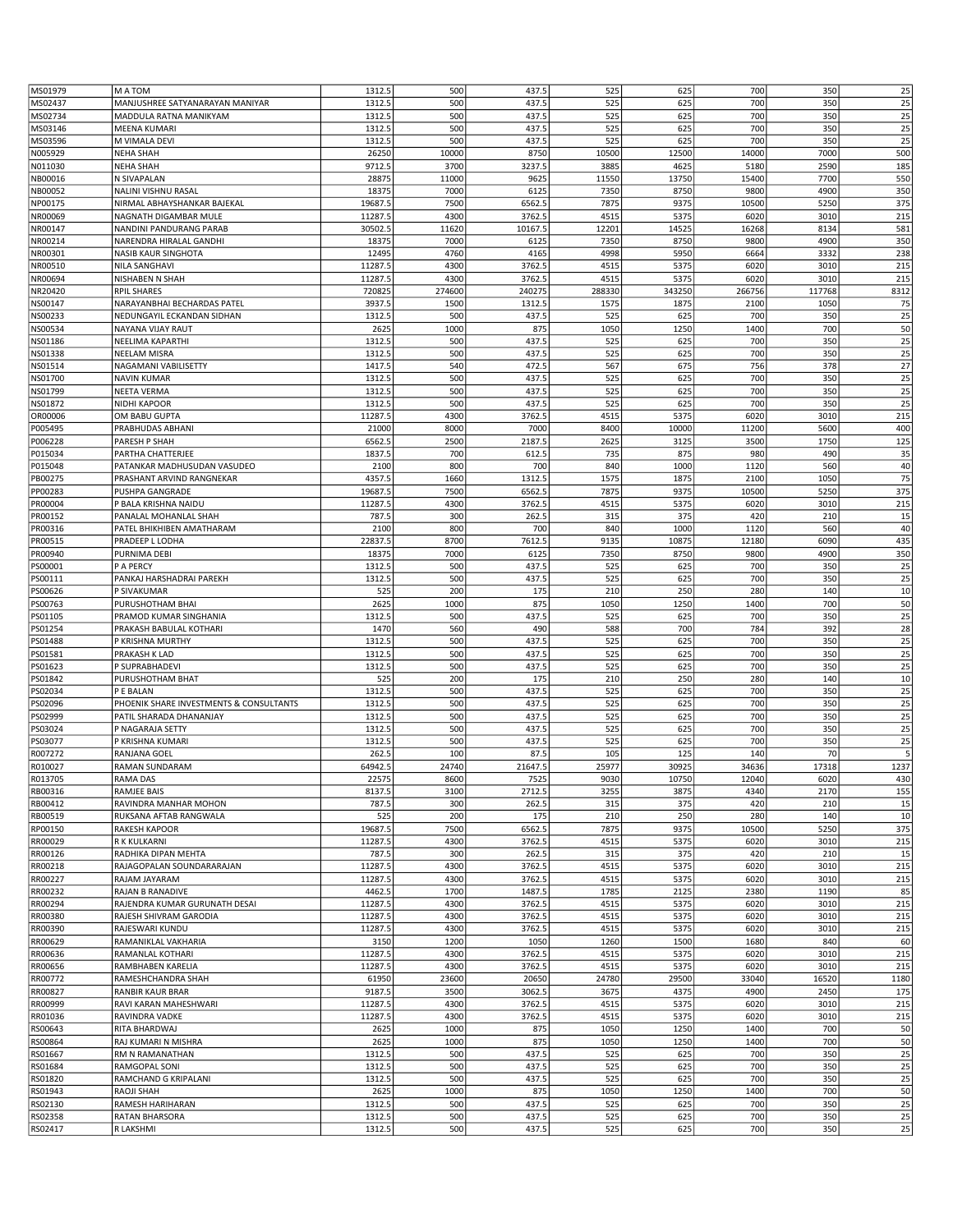| | | | | | | | | | |
|---|---|---|---|---|---|---|---|---|---|
| MS01979 | M A TOM | 1312.5 | 500 | 437.5 | 525 | 625 | 700 | 350 | 25 |
| MS02437 | MANJUSHREE SATYANARAYAN MANIYAR | 1312.5 | 500 | 437.5 | 525 | 625 | 700 | 350 | 25 |
| MS02734 | MADDULA RATNA MANIKYAM | 1312.5 | 500 | 437.5 | 525 | 625 | 700 | 350 | 25 |
| MS03146 | MEENA KUMARI | 1312.5 | 500 | 437.5 | 525 | 625 | 700 | 350 | 25 |
| MS03596 | M VIMALA DEVI | 1312.5 | 500 | 437.5 | 525 | 625 | 700 | 350 | 25 |
| N005929 | NEHA SHAH | 26250 | 10000 | 8750 | 10500 | 12500 | 14000 | 7000 | 500 |
| N011030 | NEHA SHAH | 9712.5 | 3700 | 3237.5 | 3885 | 4625 | 5180 | 2590 | 185 |
| NB00016 | N SIVAPALAN | 28875 | 11000 | 9625 | 11550 | 13750 | 15400 | 7700 | 550 |
| NB00052 | NALINI VISHNU RASAL | 18375 | 7000 | 6125 | 7350 | 8750 | 9800 | 4900 | 350 |
| NP00175 | NIRMAL ABHAYSHANKAR BAJEKAL | 19687.5 | 7500 | 6562.5 | 7875 | 9375 | 10500 | 5250 | 375 |
| NR00069 | NAGNATH DIGAMBAR MULE | 11287.5 | 4300 | 3762.5 | 4515 | 5375 | 6020 | 3010 | 215 |
| NR00147 | NANDINI PANDURANG PARAB | 30502.5 | 11620 | 10167.5 | 12201 | 14525 | 16268 | 8134 | 581 |
| NR00214 | NARENDRA HIRALAL GANDHI | 18375 | 7000 | 6125 | 7350 | 8750 | 9800 | 4900 | 350 |
| NR00301 | NASIB KAUR SINGHOTA | 12495 | 4760 | 4165 | 4998 | 5950 | 6664 | 3332 | 238 |
| NR00510 | NILA SANGHAVI | 11287.5 | 4300 | 3762.5 | 4515 | 5375 | 6020 | 3010 | 215 |
| NR00694 | NISHABEN N SHAH | 11287.5 | 4300 | 3762.5 | 4515 | 5375 | 6020 | 3010 | 215 |
| NR20420 | RPIL SHARES | 720825 | 274600 | 240275 | 288330 | 343250 | 266756 | 117768 | 8312 |
| NS00147 | NARAYANBHAI BECHARDAS PATEL | 3937.5 | 1500 | 1312.5 | 1575 | 1875 | 2100 | 1050 | 75 |
| NS00233 | NEDUNGAYIL ECKANDAN SIDHAN | 1312.5 | 500 | 437.5 | 525 | 625 | 700 | 350 | 25 |
| NS00534 | NAYANA VIJAY RAUT | 2625 | 1000 | 875 | 1050 | 1250 | 1400 | 700 | 50 |
| NS01186 | NEELIMA KAPARTHI | 1312.5 | 500 | 437.5 | 525 | 625 | 700 | 350 | 25 |
| NS01338 | NEELAM MISRA | 1312.5 | 500 | 437.5 | 525 | 625 | 700 | 350 | 25 |
| NS01514 | NAGAMANI VABILISETTY | 1417.5 | 540 | 472.5 | 567 | 675 | 756 | 378 | 27 |
| NS01700 | NAVIN KUMAR | 1312.5 | 500 | 437.5 | 525 | 625 | 700 | 350 | 25 |
| NS01799 | NEETA VERMA | 1312.5 | 500 | 437.5 | 525 | 625 | 700 | 350 | 25 |
| NS01872 | NIDHI KAPOOR | 1312.5 | 500 | 437.5 | 525 | 625 | 700 | 350 | 25 |
| OR00006 | OM BABU GUPTA | 11287.5 | 4300 | 3762.5 | 4515 | 5375 | 6020 | 3010 | 215 |
| P005495 | PRABHUDAS ABHANI | 21000 | 8000 | 7000 | 8400 | 10000 | 11200 | 5600 | 400 |
| P006228 | PARESH P SHAH | 6562.5 | 2500 | 2187.5 | 2625 | 3125 | 3500 | 1750 | 125 |
| P015034 | PARTHA CHATTERJEE | 1837.5 | 700 | 612.5 | 735 | 875 | 980 | 490 | 35 |
| P015048 | PATANKAR MADHUSUDAN VASUDEO | 2100 | 800 | 700 | 840 | 1000 | 1120 | 560 | 40 |
| PB00275 | PRASHANT ARVIND RANGNEKAR | 4357.5 | 1660 | 1312.5 | 1575 | 1875 | 2100 | 1050 | 75 |
| PP00283 | PUSHPA GANGRADE | 19687.5 | 7500 | 6562.5 | 7875 | 9375 | 10500 | 5250 | 375 |
| PR00004 | P BALA KRISHNA NAIDU | 11287.5 | 4300 | 3762.5 | 4515 | 5375 | 6020 | 3010 | 215 |
| PR00152 | PANALAL MOHANLAL SHAH | 787.5 | 300 | 262.5 | 315 | 375 | 420 | 210 | 15 |
| PR00316 | PATEL BHIKHIBEN AMATHARAM | 2100 | 800 | 700 | 840 | 1000 | 1120 | 560 | 40 |
| PR00515 | PRADEEP L LODHA | 22837.5 | 8700 | 7612.5 | 9135 | 10875 | 12180 | 6090 | 435 |
| PR00940 | PURNIMA DEBI | 18375 | 7000 | 6125 | 7350 | 8750 | 9800 | 4900 | 350 |
| PS00001 | P A PERCY | 1312.5 | 500 | 437.5 | 525 | 625 | 700 | 350 | 25 |
| PS00111 | PANKAJ HARSHADRAI PAREKH | 1312.5 | 500 | 437.5 | 525 | 625 | 700 | 350 | 25 |
| PS00626 | P SIVAKUMAR | 525 | 200 | 175 | 210 | 250 | 280 | 140 | 10 |
| PS00763 | PURUSHOTHAM BHAI | 2625 | 1000 | 875 | 1050 | 1250 | 1400 | 700 | 50 |
| PS01105 | PRAMOD KUMAR SINGHANIA | 1312.5 | 500 | 437.5 | 525 | 625 | 700 | 350 | 25 |
| PS01254 | PRAKASH BABULAL KOTHARI | 1470 | 560 | 490 | 588 | 700 | 784 | 392 | 28 |
| PS01488 | P KRISHNA MURTHY | 1312.5 | 500 | 437.5 | 525 | 625 | 700 | 350 | 25 |
| PS01581 | PRAKASH K LAD | 1312.5 | 500 | 437.5 | 525 | 625 | 700 | 350 | 25 |
| PS01623 | P SUPRABHADEVI | 1312.5 | 500 | 437.5 | 525 | 625 | 700 | 350 | 25 |
| PS01842 | PURUSHOTHAM BHAT | 525 | 200 | 175 | 210 | 250 | 280 | 140 | 10 |
| PS02034 | P E BALAN | 1312.5 | 500 | 437.5 | 525 | 625 | 700 | 350 | 25 |
| PS02096 | PHOENIK SHARE INVESTMENTS & CONSULTANTS | 1312.5 | 500 | 437.5 | 525 | 625 | 700 | 350 | 25 |
| PS02999 | PATIL SHARADA DHANANJAY | 1312.5 | 500 | 437.5 | 525 | 625 | 700 | 350 | 25 |
| PS03024 | P NAGARAJA SETTY | 1312.5 | 500 | 437.5 | 525 | 625 | 700 | 350 | 25 |
| PS03077 | P KRISHNA KUMARI | 1312.5 | 500 | 437.5 | 525 | 625 | 700 | 350 | 25 |
| R007272 | RANJANA GOEL | 262.5 | 100 | 87.5 | 105 | 125 | 140 | 70 | 5 |
| R010027 | RAMAN SUNDARAM | 64942.5 | 24740 | 21647.5 | 25977 | 30925 | 34636 | 17318 | 1237 |
| R013705 | RAMA DAS | 22575 | 8600 | 7525 | 9030 | 10750 | 12040 | 6020 | 430 |
| RB00316 | RAMJEE BAIS | 8137.5 | 3100 | 2712.5 | 3255 | 3875 | 4340 | 2170 | 155 |
| RB00412 | RAVINDRA MANHAR MOHON | 787.5 | 300 | 262.5 | 315 | 375 | 420 | 210 | 15 |
| RB00519 | RUKSANA AFTAB RANGWALA | 525 | 200 | 175 | 210 | 250 | 280 | 140 | 10 |
| RP00150 | RAKESH KAPOOR | 19687.5 | 7500 | 6562.5 | 7875 | 9375 | 10500 | 5250 | 375 |
| RR00029 | R K KULKARNI | 11287.5 | 4300 | 3762.5 | 4515 | 5375 | 6020 | 3010 | 215 |
| RR00126 | RADHIKA DIPAN MEHTA | 787.5 | 300 | 262.5 | 315 | 375 | 420 | 210 | 15 |
| RR00218 | RAJAGOPALAN SOUNDARARAJAN | 11287.5 | 4300 | 3762.5 | 4515 | 5375 | 6020 | 3010 | 215 |
| RR00227 | RAJAM JAYARAM | 11287.5 | 4300 | 3762.5 | 4515 | 5375 | 6020 | 3010 | 215 |
| RR00232 | RAJAN B RANADIVE | 4462.5 | 1700 | 1487.5 | 1785 | 2125 | 2380 | 1190 | 85 |
| RR00294 | RAJENDRA KUMAR GURUNATH DESAI | 11287.5 | 4300 | 3762.5 | 4515 | 5375 | 6020 | 3010 | 215 |
| RR00380 | RAJESH SHIVRAM GARODIA | 11287.5 | 4300 | 3762.5 | 4515 | 5375 | 6020 | 3010 | 215 |
| RR00390 | RAJESWARI KUNDU | 11287.5 | 4300 | 3762.5 | 4515 | 5375 | 6020 | 3010 | 215 |
| RR00629 | RAMANIKLAL VAKHARIA | 3150 | 1200 | 1050 | 1260 | 1500 | 1680 | 840 | 60 |
| RR00636 | RAMANLAL KOTHARI | 11287.5 | 4300 | 3762.5 | 4515 | 5375 | 6020 | 3010 | 215 |
| RR00656 | RAMBHABEN KARELIA | 11287.5 | 4300 | 3762.5 | 4515 | 5375 | 6020 | 3010 | 215 |
| RR00772 | RAMESHCHANDRA SHAH | 61950 | 23600 | 20650 | 24780 | 29500 | 33040 | 16520 | 1180 |
| RR00827 | RANBIR KAUR BRAR | 9187.5 | 3500 | 3062.5 | 3675 | 4375 | 4900 | 2450 | 175 |
| RR00999 | RAVI KARAN MAHESHWARI | 11287.5 | 4300 | 3762.5 | 4515 | 5375 | 6020 | 3010 | 215 |
| RR01036 | RAVINDRA VADKE | 11287.5 | 4300 | 3762.5 | 4515 | 5375 | 6020 | 3010 | 215 |
| RS00643 | RITA BHARDWAJ | 2625 | 1000 | 875 | 1050 | 1250 | 1400 | 700 | 50 |
| RS00864 | RAJ KUMARI N MISHRA | 2625 | 1000 | 875 | 1050 | 1250 | 1400 | 700 | 50 |
| RS01667 | RM N RAMANATHAN | 1312.5 | 500 | 437.5 | 525 | 625 | 700 | 350 | 25 |
| RS01684 | RAMGOPAL SONI | 1312.5 | 500 | 437.5 | 525 | 625 | 700 | 350 | 25 |
| RS01820 | RAMCHAND G KRIPALANI | 1312.5 | 500 | 437.5 | 525 | 625 | 700 | 350 | 25 |
| RS01943 | RAOJI SHAH | 2625 | 1000 | 875 | 1050 | 1250 | 1400 | 700 | 50 |
| RS02130 | RAMESH HARIHARAN | 1312.5 | 500 | 437.5 | 525 | 625 | 700 | 350 | 25 |
| RS02358 | RATAN BHARSORA | 1312.5 | 500 | 437.5 | 525 | 625 | 700 | 350 | 25 |
| RS02417 | R LAKSHMI | 1312.5 | 500 | 437.5 | 525 | 625 | 700 | 350 | 25 |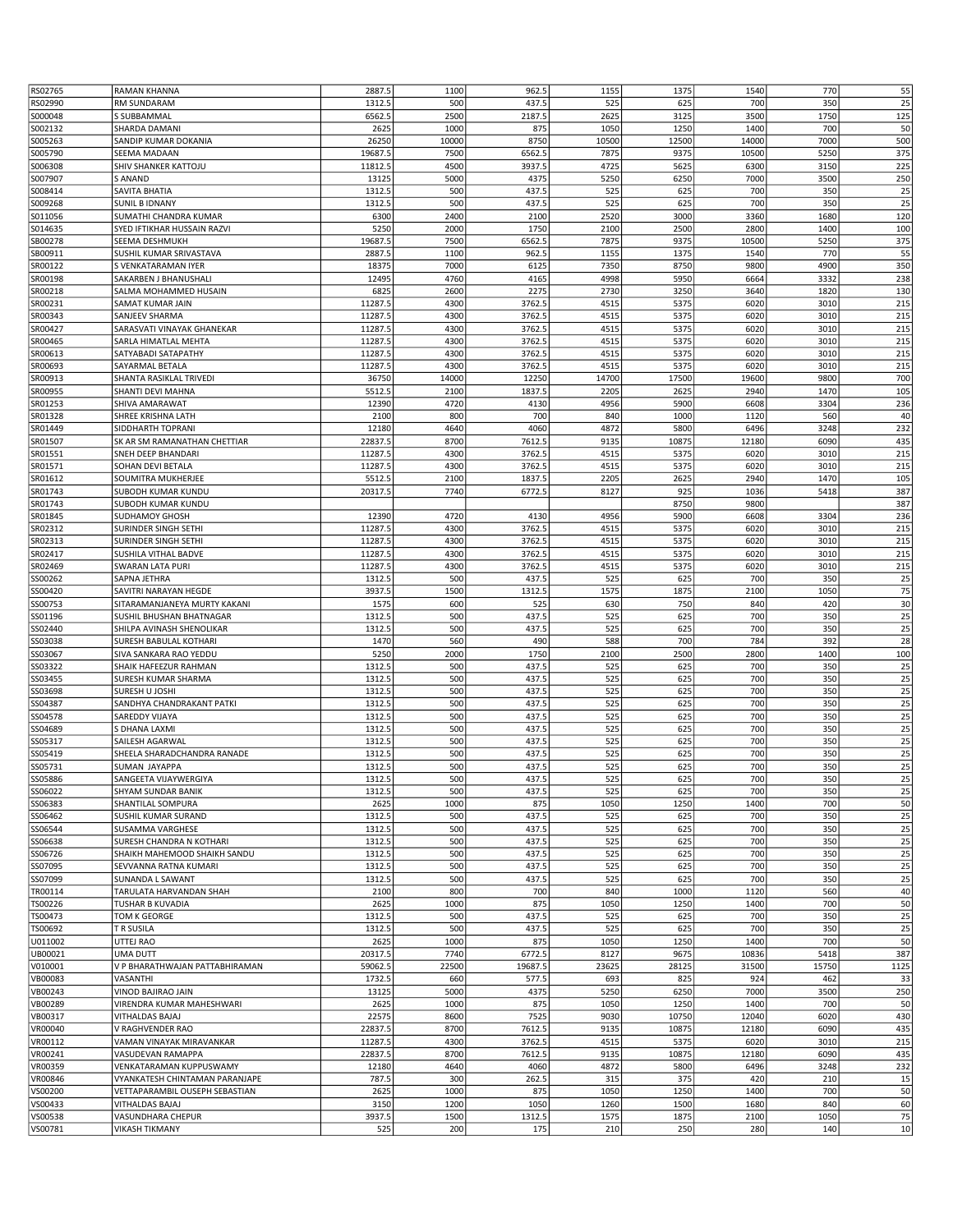| | | | | | | | | | |
|---|---|---|---|---|---|---|---|---|---|
| RS02765 | RAMAN KHANNA | 2887.5 | 1100 | 962.5 | 1155 | 1375 | 1540 | 770 | 55 |
| RS02990 | RM SUNDARAM | 1312.5 | 500 | 437.5 | 525 | 625 | 700 | 350 | 25 |
| S000048 | S SUBBAMMAL | 6562.5 | 2500 | 2187.5 | 2625 | 3125 | 3500 | 1750 | 125 |
| S002132 | SHARDA DAMANI | 2625 | 1000 | 875 | 1050 | 1250 | 1400 | 700 | 50 |
| S005263 | SANDIP KUMAR DOKANIA | 26250 | 10000 | 8750 | 10500 | 12500 | 14000 | 7000 | 500 |
| S005790 | SEEMA MADAAN | 19687.5 | 7500 | 6562.5 | 7875 | 9375 | 10500 | 5250 | 375 |
| S006308 | SHIV SHANKER KATTOJU | 11812.5 | 4500 | 3937.5 | 4725 | 5625 | 6300 | 3150 | 225 |
| S007907 | S ANAND | 13125 | 5000 | 4375 | 5250 | 6250 | 7000 | 3500 | 250 |
| S008414 | SAVITA BHATIA | 1312.5 | 500 | 437.5 | 525 | 625 | 700 | 350 | 25 |
| S009268 | SUNIL B IDNANY | 1312.5 | 500 | 437.5 | 525 | 625 | 700 | 350 | 25 |
| S011056 | SUMATHI CHANDRA KUMAR | 6300 | 2400 | 2100 | 2520 | 3000 | 3360 | 1680 | 120 |
| S014635 | SYED IFTIKHAR HUSSAIN RAZVI | 5250 | 2000 | 1750 | 2100 | 2500 | 2800 | 1400 | 100 |
| SB00278 | SEEMA DESHMUKH | 19687.5 | 7500 | 6562.5 | 7875 | 9375 | 10500 | 5250 | 375 |
| SB00911 | SUSHIL KUMAR SRIVASTAVA | 2887.5 | 1100 | 962.5 | 1155 | 1375 | 1540 | 770 | 55 |
| SR00122 | S VENKATARAMAN IYER | 18375 | 7000 | 6125 | 7350 | 8750 | 9800 | 4900 | 350 |
| SR00198 | SAKARBEN J BHANUSHALI | 12495 | 4760 | 4165 | 4998 | 5950 | 6664 | 3332 | 238 |
| SR00218 | SALMA MOHAMMED HUSAIN | 6825 | 2600 | 2275 | 2730 | 3250 | 3640 | 1820 | 130 |
| SR00231 | SAMAT KUMAR JAIN | 11287.5 | 4300 | 3762.5 | 4515 | 5375 | 6020 | 3010 | 215 |
| SR00343 | SANJEEV SHARMA | 11287.5 | 4300 | 3762.5 | 4515 | 5375 | 6020 | 3010 | 215 |
| SR00427 | SARASVATI VINAYAK GHANEKAR | 11287.5 | 4300 | 3762.5 | 4515 | 5375 | 6020 | 3010 | 215 |
| SR00465 | SARLA HIMATLAL MEHTA | 11287.5 | 4300 | 3762.5 | 4515 | 5375 | 6020 | 3010 | 215 |
| SR00613 | SATYABADI SATAPATHY | 11287.5 | 4300 | 3762.5 | 4515 | 5375 | 6020 | 3010 | 215 |
| SR00693 | SAYARMAL BETALA | 11287.5 | 4300 | 3762.5 | 4515 | 5375 | 6020 | 3010 | 215 |
| SR00913 | SHANTA RASIKLAL TRIVEDI | 36750 | 14000 | 12250 | 14700 | 17500 | 19600 | 9800 | 700 |
| SR00955 | SHANTI DEVI MAHNA | 5512.5 | 2100 | 1837.5 | 2205 | 2625 | 2940 | 1470 | 105 |
| SR01253 | SHIVA AMARAWAT | 12390 | 4720 | 4130 | 4956 | 5900 | 6608 | 3304 | 236 |
| SR01328 | SHREE KRISHNA LATH | 2100 | 800 | 700 | 840 | 1000 | 1120 | 560 | 40 |
| SR01449 | SIDDHARTH TOPRANI | 12180 | 4640 | 4060 | 4872 | 5800 | 6496 | 3248 | 232 |
| SR01507 | SK AR SM RAMANATHAN CHETTIAR | 22837.5 | 8700 | 7612.5 | 9135 | 10875 | 12180 | 6090 | 435 |
| SR01551 | SNEH DEEP BHANDARI | 11287.5 | 4300 | 3762.5 | 4515 | 5375 | 6020 | 3010 | 215 |
| SR01571 | SOHAN DEVI BETALA | 11287.5 | 4300 | 3762.5 | 4515 | 5375 | 6020 | 3010 | 215 |
| SR01612 | SOUMITRA MUKHERJEE | 5512.5 | 2100 | 1837.5 | 2205 | 2625 | 2940 | 1470 | 105 |
| SR01743 | SUBODH KUMAR KUNDU | 20317.5 | 7740 | 6772.5 | 8127 | 925 | 1036 | 5418 | 387 |
| SR01743 | SUBODH KUMAR KUNDU | | | | | 8750 | 9800 | | 387 |
| SR01845 | SUDHAMOY GHOSH | 12390 | 4720 | 4130 | 4956 | 5900 | 6608 | 3304 | 236 |
| SR02312 | SURINDER SINGH SETHI | 11287.5 | 4300 | 3762.5 | 4515 | 5375 | 6020 | 3010 | 215 |
| SR02313 | SURINDER SINGH SETHI | 11287.5 | 4300 | 3762.5 | 4515 | 5375 | 6020 | 3010 | 215 |
| SR02417 | SUSHILA VITHAL BADVE | 11287.5 | 4300 | 3762.5 | 4515 | 5375 | 6020 | 3010 | 215 |
| SR02469 | SWARAN LATA PURI | 11287.5 | 4300 | 3762.5 | 4515 | 5375 | 6020 | 3010 | 215 |
| SS00262 | SAPNA JETHRA | 1312.5 | 500 | 437.5 | 525 | 625 | 700 | 350 | 25 |
| SS00420 | SAVITRI NARAYAN HEGDE | 3937.5 | 1500 | 1312.5 | 1575 | 1875 | 2100 | 1050 | 75 |
| SS00753 | SITARAMANJANEYA MURTY KAKANI | 1575 | 600 | 525 | 630 | 750 | 840 | 420 | 30 |
| SS01196 | SUSHIL BHUSHAN BHATNAGAR | 1312.5 | 500 | 437.5 | 525 | 625 | 700 | 350 | 25 |
| SS02440 | SHILPA AVINASH SHENOLIKAR | 1312.5 | 500 | 437.5 | 525 | 625 | 700 | 350 | 25 |
| SS03038 | SURESH BABULAL KOTHARI | 1470 | 560 | 490 | 588 | 700 | 784 | 392 | 28 |
| SS03067 | SIVA SANKARA RAO YEDDU | 5250 | 2000 | 1750 | 2100 | 2500 | 2800 | 1400 | 100 |
| SS03322 | SHAIK HAFEEZUR RAHMAN | 1312.5 | 500 | 437.5 | 525 | 625 | 700 | 350 | 25 |
| SS03455 | SURESH KUMAR SHARMA | 1312.5 | 500 | 437.5 | 525 | 625 | 700 | 350 | 25 |
| SS03698 | SURESH U JOSHI | 1312.5 | 500 | 437.5 | 525 | 625 | 700 | 350 | 25 |
| SS04387 | SANDHYA CHANDRAKANT PATKI | 1312.5 | 500 | 437.5 | 525 | 625 | 700 | 350 | 25 |
| SS04578 | SAREDDY VIJAYA | 1312.5 | 500 | 437.5 | 525 | 625 | 700 | 350 | 25 |
| SS04689 | S DHANA LAXMI | 1312.5 | 500 | 437.5 | 525 | 625 | 700 | 350 | 25 |
| SS05317 | SAILESH AGARWAL | 1312.5 | 500 | 437.5 | 525 | 625 | 700 | 350 | 25 |
| SS05419 | SHEELA SHARADCHANDRA RANADE | 1312.5 | 500 | 437.5 | 525 | 625 | 700 | 350 | 25 |
| SS05731 | SUMAN JAYAPPA | 1312.5 | 500 | 437.5 | 525 | 625 | 700 | 350 | 25 |
| SS05886 | SANGEETA VIJAYWERGIYA | 1312.5 | 500 | 437.5 | 525 | 625 | 700 | 350 | 25 |
| SS06022 | SHYAM SUNDAR BANIK | 1312.5 | 500 | 437.5 | 525 | 625 | 700 | 350 | 25 |
| SS06383 | SHANTILAL SOMPURA | 2625 | 1000 | 875 | 1050 | 1250 | 1400 | 700 | 50 |
| SS06462 | SUSHIL KUMAR SURAND | 1312.5 | 500 | 437.5 | 525 | 625 | 700 | 350 | 25 |
| SS06544 | SUSAMMA VARGHESE | 1312.5 | 500 | 437.5 | 525 | 625 | 700 | 350 | 25 |
| SS06638 | SURESH CHANDRA N KOTHARI | 1312.5 | 500 | 437.5 | 525 | 625 | 700 | 350 | 25 |
| SS06726 | SHAIKH MAHEMOOD SHAIKH SANDU | 1312.5 | 500 | 437.5 | 525 | 625 | 700 | 350 | 25 |
| SS07095 | SEVVANNA RATNA KUMARI | 1312.5 | 500 | 437.5 | 525 | 625 | 700 | 350 | 25 |
| SS07099 | SUNANDA L SAWANT | 1312.5 | 500 | 437.5 | 525 | 625 | 700 | 350 | 25 |
| TR00114 | TARULATA HARVANDAN SHAH | 2100 | 800 | 700 | 840 | 1000 | 1120 | 560 | 40 |
| TS00226 | TUSHAR B KUVADIA | 2625 | 1000 | 875 | 1050 | 1250 | 1400 | 700 | 50 |
| TS00473 | TOM K GEORGE | 1312.5 | 500 | 437.5 | 525 | 625 | 700 | 350 | 25 |
| TS00692 | T R SUSILA | 1312.5 | 500 | 437.5 | 525 | 625 | 700 | 350 | 25 |
| U011002 | UTTEJ RAO | 2625 | 1000 | 875 | 1050 | 1250 | 1400 | 700 | 50 |
| UB00021 | UMA DUTT | 20317.5 | 7740 | 6772.5 | 8127 | 9675 | 10836 | 5418 | 387 |
| V010001 | V P BHARATHWAJAN PATTABHIRAMAN | 59062.5 | 22500 | 19687.5 | 23625 | 28125 | 31500 | 15750 | 1125 |
| VB00083 | VASANTHI | 1732.5 | 660 | 577.5 | 693 | 825 | 924 | 462 | 33 |
| VB00243 | VINOD BAJIRAO JAIN | 13125 | 5000 | 4375 | 5250 | 6250 | 7000 | 3500 | 250 |
| VB00289 | VIRENDRA KUMAR MAHESHWARI | 2625 | 1000 | 875 | 1050 | 1250 | 1400 | 700 | 50 |
| VB00317 | VITHALDAS BAJAJ | 22575 | 8600 | 7525 | 9030 | 10750 | 12040 | 6020 | 430 |
| VR00040 | V RAGHVENDER RAO | 22837.5 | 8700 | 7612.5 | 9135 | 10875 | 12180 | 6090 | 435 |
| VR00112 | VAMAN VINAYAK MIRAVANKAR | 11287.5 | 4300 | 3762.5 | 4515 | 5375 | 6020 | 3010 | 215 |
| VR00241 | VASUDEVAN RAMAPPA | 22837.5 | 8700 | 7612.5 | 9135 | 10875 | 12180 | 6090 | 435 |
| VR00359 | VENKATARAMAN KUPPUSWAMY | 12180 | 4640 | 4060 | 4872 | 5800 | 6496 | 3248 | 232 |
| VR00846 | VYANKATESH CHINTAMAN PARANJAPE | 787.5 | 300 | 262.5 | 315 | 375 | 420 | 210 | 15 |
| VS00200 | VETTAPARAMBIL OUSEPH SEBASTIAN | 2625 | 1000 | 875 | 1050 | 1250 | 1400 | 700 | 50 |
| VS00433 | VITHALDAS BAJAJ | 3150 | 1200 | 1050 | 1260 | 1500 | 1680 | 840 | 60 |
| VS00538 | VASUNDHARA CHEPUR | 3937.5 | 1500 | 1312.5 | 1575 | 1875 | 2100 | 1050 | 75 |
| VS00781 | VIKASH TIKMANY | 525 | 200 | 175 | 210 | 250 | 280 | 140 | 10 |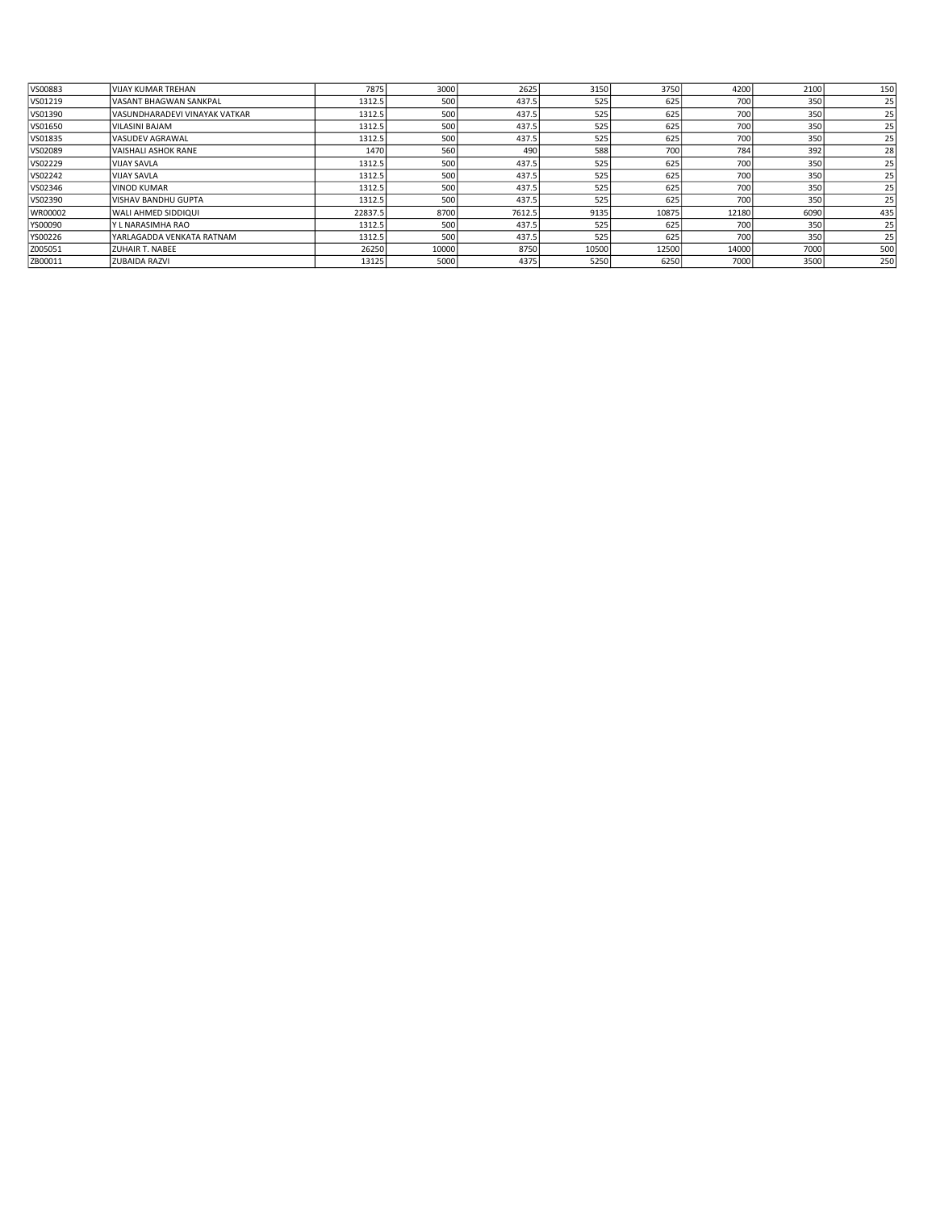| | | | | | | | | | |
|---|---|---|---|---|---|---|---|---|---|
| VS00883 | VIJAY KUMAR TREHAN | 7875 | 3000 | 2625 | 3150 | 3750 | 4200 | 2100 | 150 |
| VS01219 | VASANT BHAGWAN SANKPAL | 1312.5 | 500 | 437.5 | 525 | 625 | 700 | 350 | 25 |
| VS01390 | VASUNDHARADEVI VINAYAK VATKAR | 1312.5 | 500 | 437.5 | 525 | 625 | 700 | 350 | 25 |
| VS01650 | VILASINI BAJAM | 1312.5 | 500 | 437.5 | 525 | 625 | 700 | 350 | 25 |
| VS01835 | VASUDEV AGRAWAL | 1312.5 | 500 | 437.5 | 525 | 625 | 700 | 350 | 25 |
| VS02089 | VAISHALI ASHOK RANE | 1470 | 560 | 490 | 588 | 700 | 784 | 392 | 28 |
| VS02229 | VIJAY SAVLA | 1312.5 | 500 | 437.5 | 525 | 625 | 700 | 350 | 25 |
| VS02242 | VIJAY SAVLA | 1312.5 | 500 | 437.5 | 525 | 625 | 700 | 350 | 25 |
| VS02346 | VINOD KUMAR | 1312.5 | 500 | 437.5 | 525 | 625 | 700 | 350 | 25 |
| VS02390 | VISHAV BANDHU GUPTA | 1312.5 | 500 | 437.5 | 525 | 625 | 700 | 350 | 25 |
| WR00002 | WALI AHMED SIDDIQUI | 22837.5 | 8700 | 7612.5 | 9135 | 10875 | 12180 | 6090 | 435 |
| YS00090 | Y L NARASIMHA RAO | 1312.5 | 500 | 437.5 | 525 | 625 | 700 | 350 | 25 |
| YS00226 | YARLAGADDA VENKATA RATNAM | 1312.5 | 500 | 437.5 | 525 | 625 | 700 | 350 | 25 |
| Z005051 | ZUHAIR T. NABEE | 26250 | 10000 | 8750 | 10500 | 12500 | 14000 | 7000 | 500 |
| ZB00011 | ZUBAIDA RAZVI | 13125 | 5000 | 4375 | 5250 | 6250 | 7000 | 3500 | 250 |